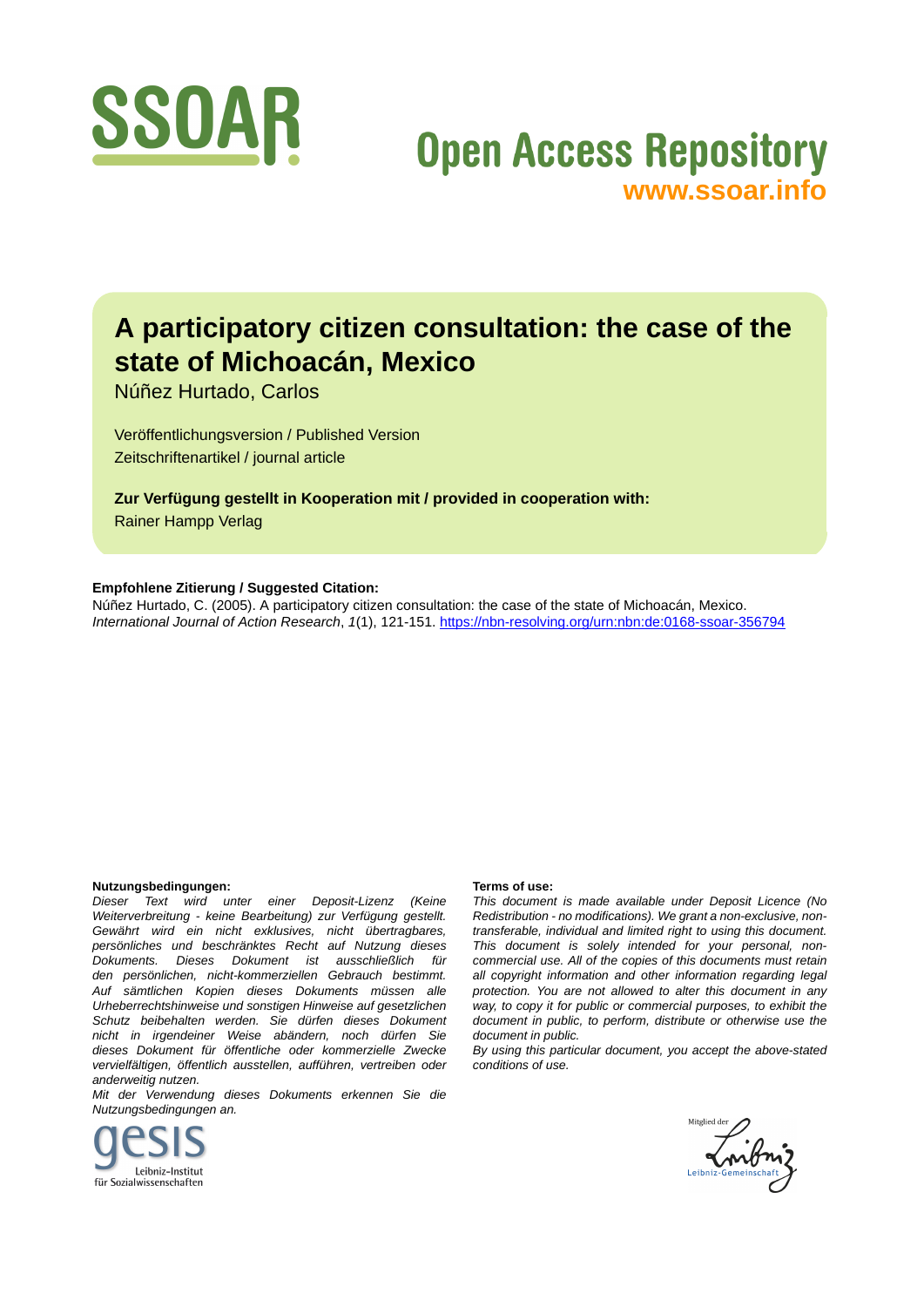# A participatory citizen consultation: the case of the state of Michoacán, Mexico

Núñez Hurtado, Carlos

Veröffentlichungsversion / Published Version
Zeitschriftenartikel / journal article

**Zur Verfügung gestellt in Kooperation mit / provided in cooperation with:**
Rainer Hampp Verlag

**Empfohlene Zitierung / Suggested Citation:**
Núñez Hurtado, C. (2005). A participatory citizen consultation: the case of the state of Michoacán, Mexico. *International Journal of Action Research*, *1*(1), 121-151. https://nbn-resolving.org/urn:nbn:de:0168-ssoar-356794

**Nutzungsbedingungen:**
*Dieser Text wird unter einer Deposit-Lizenz (Keine Weiterverbreitung - keine Bearbeitung) zur Verfügung gestellt. Gewährt wird ein nicht exklusives, nicht übertragbares, persönliches und beschränktes Recht auf Nutzung dieses Dokuments. Dieses Dokument ist ausschließlich für den persönlichen, nicht-kommerziellen Gebrauch bestimmt. Auf sämtlichen Kopien dieses Dokuments müssen alle Urheberrechtshinweise und sonstigen Hinweise auf gesetzlichen Schutz beibehalten werden. Sie dürfen dieses Dokument nicht in irgendeiner Weise abändern, noch dürfen Sie dieses Dokument für öffentliche oder kommerzielle Zwecke vervielfältigen, öffentlich ausstellen, aufführen, vertreiben oder anderweitig nutzen.*
*Mit der Verwendung dieses Dokuments erkennen Sie die Nutzungsbedingungen an.*

**Terms of use:**
*This document is made available under Deposit Licence (No Redistribution - no modifications). We grant a non-exclusive, non-transferable, individual and limited right to using this document. This document is solely intended for your personal, non-commercial use. All of the copies of this documents must retain all copyright information and other information regarding legal protection. You are not allowed to alter this document in any way, to copy it for public or commercial purposes, to exhibit the document in public, to perform, distribute or otherwise use the document in public.*
*By using this particular document, you accept the above-stated conditions of use.*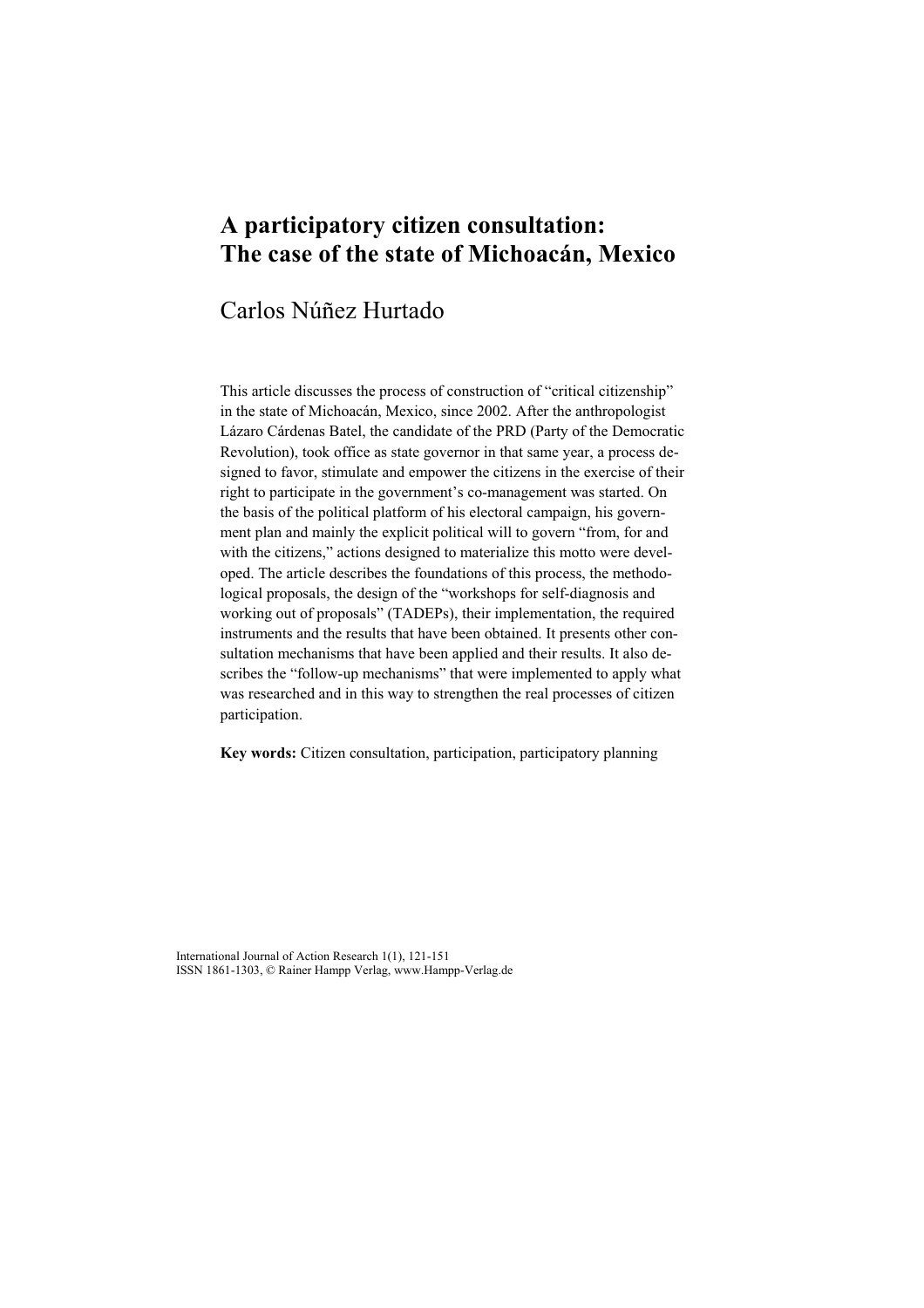# A participatory citizen consultation: The case of the state of Michoacán, Mexico

Carlos Núñez Hurtado

This article discusses the process of construction of "critical citizenship" in the state of Michoacán, Mexico, since 2002. After the anthropologist Lázaro Cárdenas Batel, the candidate of the PRD (Party of the Democratic Revolution), took office as state governor in that same year, a process designed to favor, stimulate and empower the citizens in the exercise of their right to participate in the government's co-management was started. On the basis of the political platform of his electoral campaign, his government plan and mainly the explicit political will to govern "from, for and with the citizens," actions designed to materialize this motto were developed. The article describes the foundations of this process, the methodological proposals, the design of the "workshops for self-diagnosis and working out of proposals" (TADEPs), their implementation, the required instruments and the results that have been obtained. It presents other consultation mechanisms that have been applied and their results. It also describes the "follow-up mechanisms" that were implemented to apply what was researched and in this way to strengthen the real processes of citizen participation.

**Key words:** Citizen consultation, participation, participatory planning

International Journal of Action Research 1(1), 121-151
ISSN 1861-1303, © Rainer Hampp Verlag, www.Hampp-Verlag.de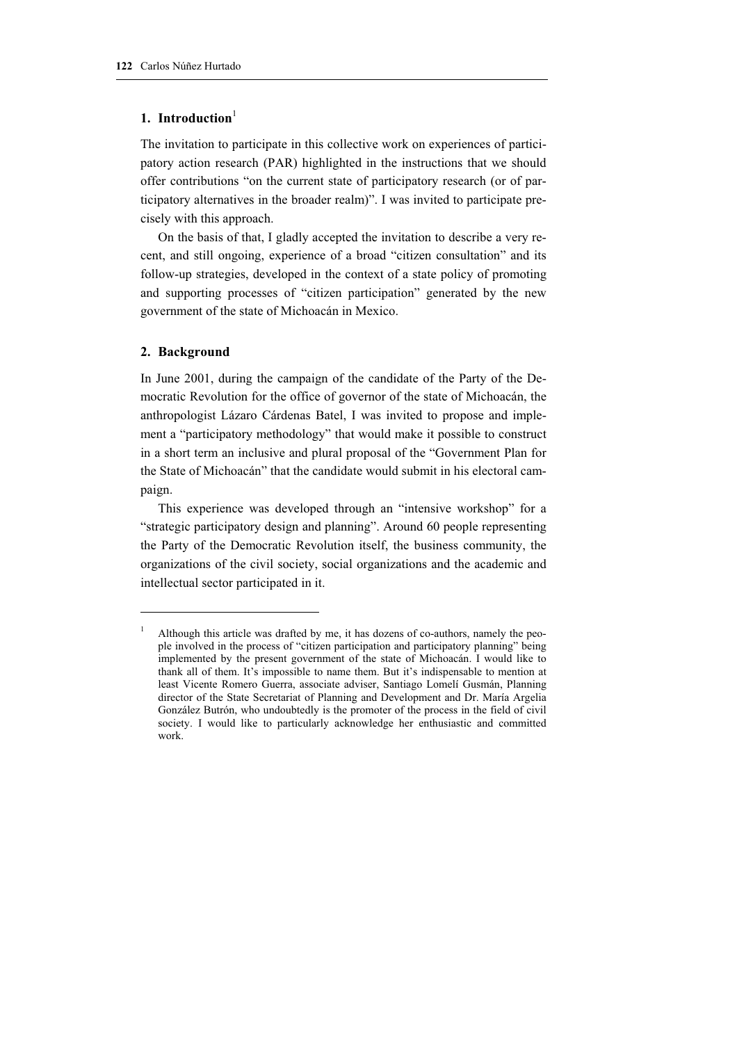## 1. Introduction[1]

The invitation to participate in this collective work on experiences of participatory action research (PAR) highlighted in the instructions that we should offer contributions "on the current state of participatory research (or of participatory alternatives in the broader realm)". I was invited to participate precisely with this approach.

On the basis of that, I gladly accepted the invitation to describe a very recent, and still ongoing, experience of a broad "citizen consultation" and its follow-up strategies, developed in the context of a state policy of promoting and supporting processes of "citizen participation" generated by the new government of the state of Michoacán in Mexico.

## 2. Background

In June 2001, during the campaign of the candidate of the Party of the Democratic Revolution for the office of governor of the state of Michoacán, the anthropologist Lázaro Cárdenas Batel, I was invited to propose and implement a "participatory methodology" that would make it possible to construct in a short term an inclusive and plural proposal of the "Government Plan for the State of Michoacán" that the candidate would submit in his electoral campaign.

This experience was developed through an "intensive workshop" for a "strategic participatory design and planning". Around 60 people representing the Party of the Democratic Revolution itself, the business community, the organizations of the civil society, social organizations and the academic and intellectual sector participated in it.

---

[1] Although this article was drafted by me, it has dozens of co-authors, namely the people involved in the process of "citizen participation and participatory planning" being implemented by the present government of the state of Michoacán. I would like to thank all of them. It's impossible to name them. But it's indispensable to mention at least Vicente Romero Guerra, associate adviser, Santiago Lomelí Gusmán, Planning director of the State Secretariat of Planning and Development and Dr. María Argelia González Butrón, who undoubtedly is the promoter of the process in the field of civil society. I would like to particularly acknowledge her enthusiastic and committed work.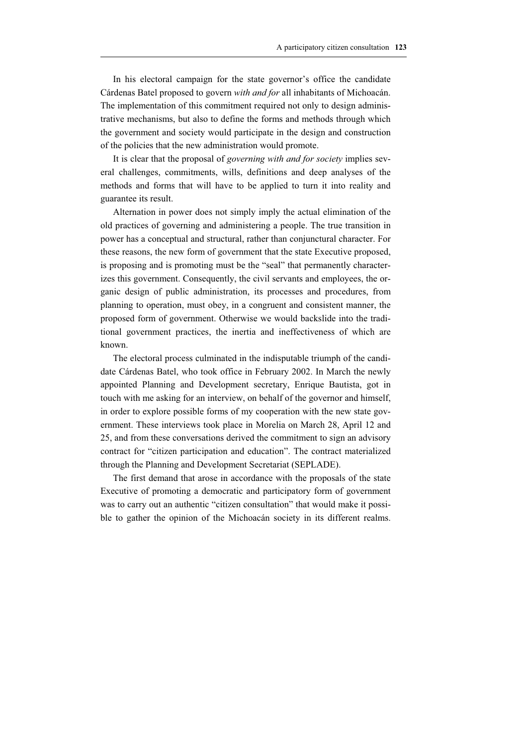In his electoral campaign for the state governor's office the candidate Cárdenas Batel proposed to govern *with and for* all inhabitants of Michoacán. The implementation of this commitment required not only to design administrative mechanisms, but also to define the forms and methods through which the government and society would participate in the design and construction of the policies that the new administration would promote.

It is clear that the proposal of *governing with and for society* implies several challenges, commitments, wills, definitions and deep analyses of the methods and forms that will have to be applied to turn it into reality and guarantee its result.

Alternation in power does not simply imply the actual elimination of the old practices of governing and administering a people. The true transition in power has a conceptual and structural, rather than conjunctural character. For these reasons, the new form of government that the state Executive proposed, is proposing and is promoting must be the "seal" that permanently characterizes this government. Consequently, the civil servants and employees, the organic design of public administration, its processes and procedures, from planning to operation, must obey, in a congruent and consistent manner, the proposed form of government. Otherwise we would backslide into the traditional government practices, the inertia and ineffectiveness of which are known.

The electoral process culminated in the indisputable triumph of the candidate Cárdenas Batel, who took office in February 2002. In March the newly appointed Planning and Development secretary, Enrique Bautista, got in touch with me asking for an interview, on behalf of the governor and himself, in order to explore possible forms of my cooperation with the new state government. These interviews took place in Morelia on March 28, April 12 and 25, and from these conversations derived the commitment to sign an advisory contract for "citizen participation and education". The contract materialized through the Planning and Development Secretariat (SEPLADE).

The first demand that arose in accordance with the proposals of the state Executive of promoting a democratic and participatory form of government was to carry out an authentic "citizen consultation" that would make it possible to gather the opinion of the Michoacán society in its different realms.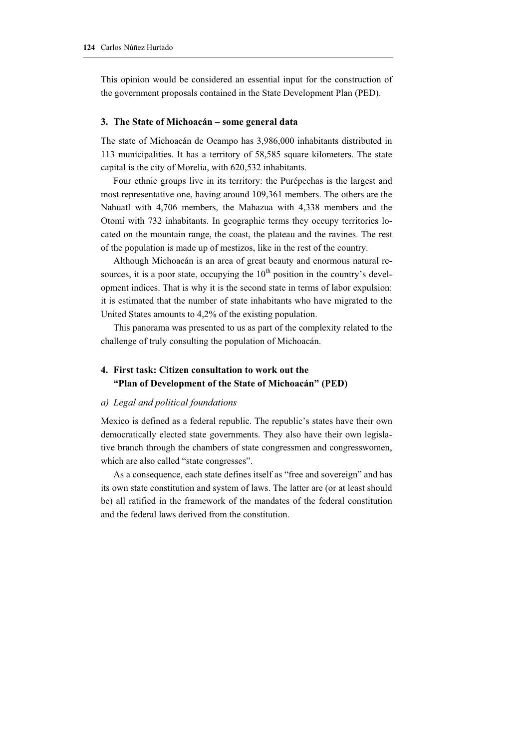This opinion would be considered an essential input for the construction of the government proposals contained in the State Development Plan (PED).

### 3. The State of Michoacán – some general data

The state of Michoacán de Ocampo has 3,986,000 inhabitants distributed in 113 municipalities. It has a territory of 58,585 square kilometers. The state capital is the city of Morelia, with 620,532 inhabitants.

Four ethnic groups live in its territory: the Purépechas is the largest and most representative one, having around 109,361 members. The others are the Nahuatl with 4,706 members, the Mahazua with 4,338 members and the Otomí with 732 inhabitants. In geographic terms they occupy territories located on the mountain range, the coast, the plateau and the ravines. The rest of the population is made up of mestizos, like in the rest of the country.

Although Michoacán is an area of great beauty and enormous natural resources, it is a poor state, occupying the 10th position in the country's development indices. That is why it is the second state in terms of labor expulsion: it is estimated that the number of state inhabitants who have migrated to the United States amounts to 4,2% of the existing population.

This panorama was presented to us as part of the complexity related to the challenge of truly consulting the population of Michoacán.

### 4. First task: Citizen consultation to work out the "Plan of Development of the State of Michoacán" (PED)

#### *a) Legal and political foundations*

Mexico is defined as a federal republic. The republic's states have their own democratically elected state governments. They also have their own legislative branch through the chambers of state congressmen and congresswomen, which are also called "state congresses".

As a consequence, each state defines itself as "free and sovereign" and has its own state constitution and system of laws. The latter are (or at least should be) all ratified in the framework of the mandates of the federal constitution and the federal laws derived from the constitution.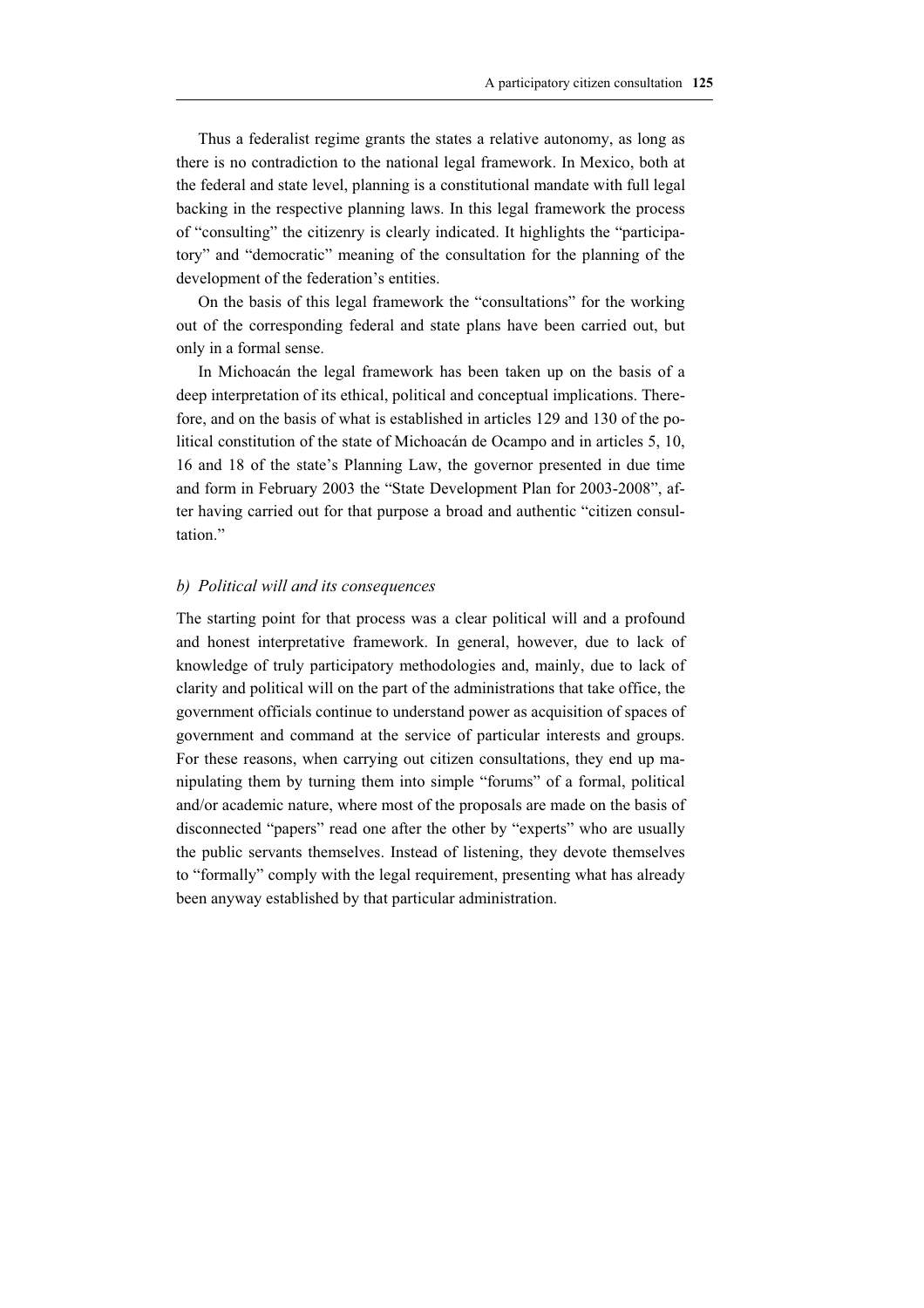Thus a federalist regime grants the states a relative autonomy, as long as there is no contradiction to the national legal framework. In Mexico, both at the federal and state level, planning is a constitutional mandate with full legal backing in the respective planning laws. In this legal framework the process of "consulting" the citizenry is clearly indicated. It highlights the "participatory" and "democratic" meaning of the consultation for the planning of the development of the federation's entities.

On the basis of this legal framework the "consultations" for the working out of the corresponding federal and state plans have been carried out, but only in a formal sense.

In Michoacán the legal framework has been taken up on the basis of a deep interpretation of its ethical, political and conceptual implications. Therefore, and on the basis of what is established in articles 129 and 130 of the political constitution of the state of Michoacán de Ocampo and in articles 5, 10, 16 and 18 of the state's Planning Law, the governor presented in due time and form in February 2003 the "State Development Plan for 2003-2008", after having carried out for that purpose a broad and authentic "citizen consultation."

### *b) Political will and its consequences*

The starting point for that process was a clear political will and a profound and honest interpretative framework. In general, however, due to lack of knowledge of truly participatory methodologies and, mainly, due to lack of clarity and political will on the part of the administrations that take office, the government officials continue to understand power as acquisition of spaces of government and command at the service of particular interests and groups. For these reasons, when carrying out citizen consultations, they end up manipulating them by turning them into simple "forums" of a formal, political and/or academic nature, where most of the proposals are made on the basis of disconnected "papers" read one after the other by "experts" who are usually the public servants themselves. Instead of listening, they devote themselves to "formally" comply with the legal requirement, presenting what has already been anyway established by that particular administration.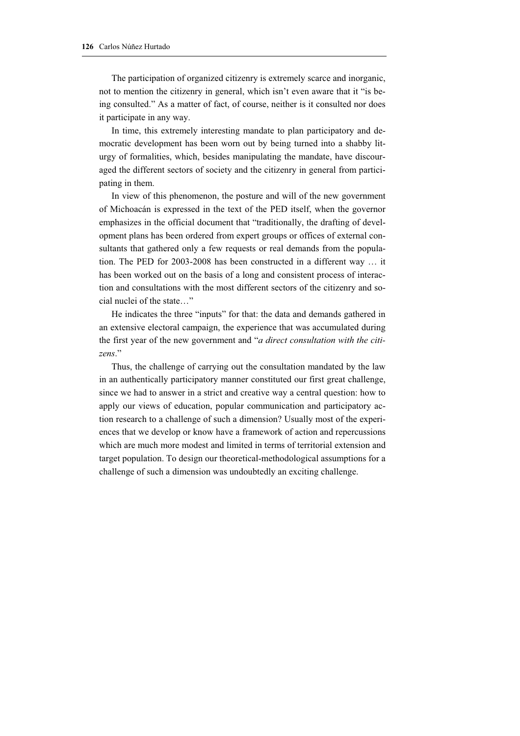The participation of organized citizenry is extremely scarce and inorganic, not to mention the citizenry in general, which isn't even aware that it "is being consulted." As a matter of fact, of course, neither is it consulted nor does it participate in any way.

In time, this extremely interesting mandate to plan participatory and democratic development has been worn out by being turned into a shabby liturgy of formalities, which, besides manipulating the mandate, have discouraged the different sectors of society and the citizenry in general from participating in them.

In view of this phenomenon, the posture and will of the new government of Michoacán is expressed in the text of the PED itself, when the governor emphasizes in the official document that "traditionally, the drafting of development plans has been ordered from expert groups or offices of external consultants that gathered only a few requests or real demands from the population. The PED for 2003-2008 has been constructed in a different way … it has been worked out on the basis of a long and consistent process of interaction and consultations with the most different sectors of the citizenry and social nuclei of the state…"

He indicates the three "inputs" for that: the data and demands gathered in an extensive electoral campaign, the experience that was accumulated during the first year of the new government and "*a direct consultation with the citizens*."

Thus, the challenge of carrying out the consultation mandated by the law in an authentically participatory manner constituted our first great challenge, since we had to answer in a strict and creative way a central question: how to apply our views of education, popular communication and participatory action research to a challenge of such a dimension? Usually most of the experiences that we develop or know have a framework of action and repercussions which are much more modest and limited in terms of territorial extension and target population. To design our theoretical-methodological assumptions for a challenge of such a dimension was undoubtedly an exciting challenge.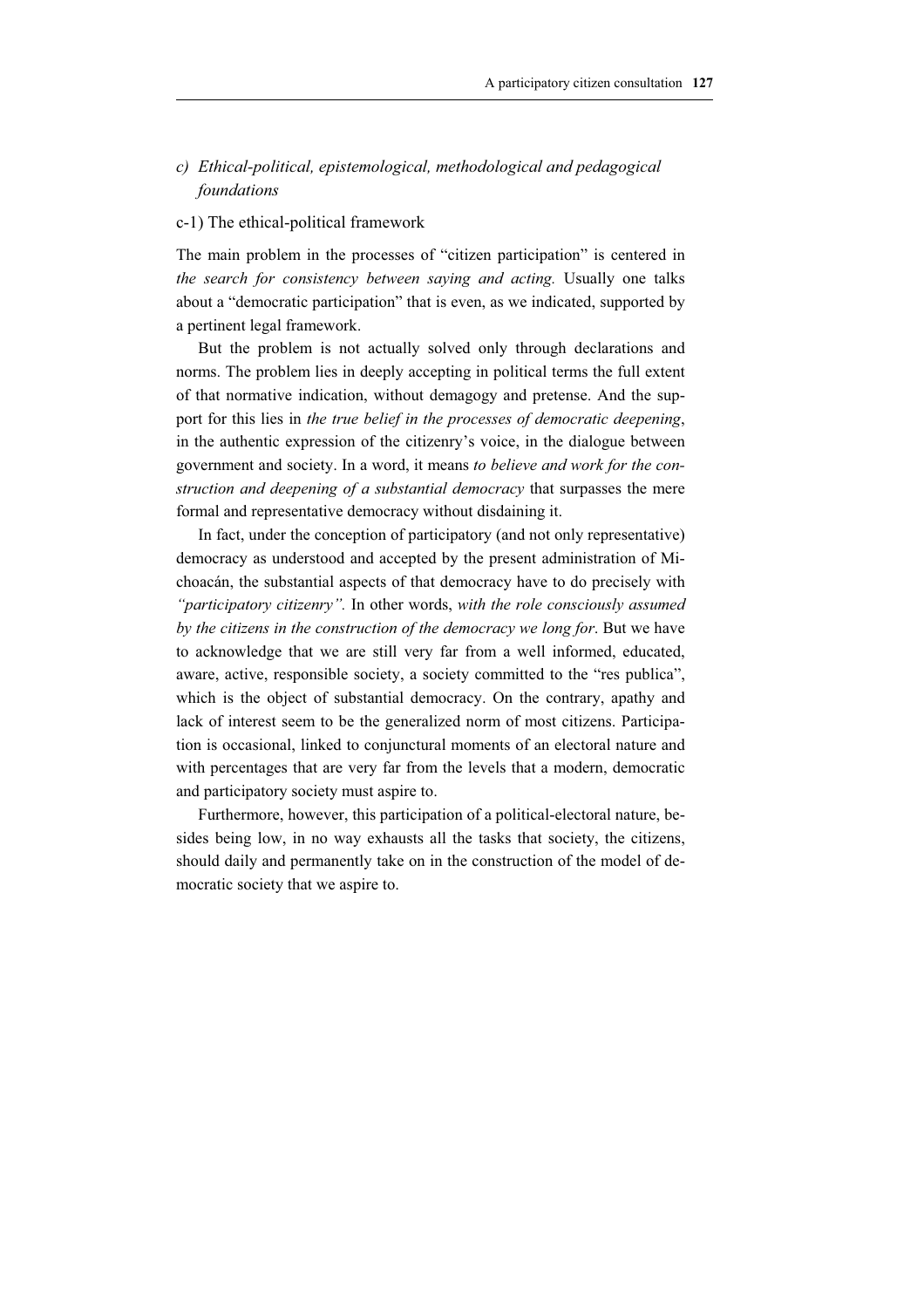### *c) Ethical-political, epistemological, methodological and pedagogical foundations*

#### c-1) The ethical-political framework

The main problem in the processes of "citizen participation" is centered in *the search for consistency between saying and acting.* Usually one talks about a "democratic participation" that is even, as we indicated, supported by a pertinent legal framework.

But the problem is not actually solved only through declarations and norms. The problem lies in deeply accepting in political terms the full extent of that normative indication, without demagogy and pretense. And the support for this lies in *the true belief in the processes of democratic deepening*, in the authentic expression of the citizenry's voice, in the dialogue between government and society. In a word, it means *to believe and work for the construction and deepening of a substantial democracy* that surpasses the mere formal and representative democracy without disdaining it.

In fact, under the conception of participatory (and not only representative) democracy as understood and accepted by the present administration of Michoacán, the substantial aspects of that democracy have to do precisely with *"participatory citizenry".* In other words, *with the role consciously assumed by the citizens in the construction of the democracy we long for*. But we have to acknowledge that we are still very far from a well informed, educated, aware, active, responsible society, a society committed to the "res publica", which is the object of substantial democracy. On the contrary, apathy and lack of interest seem to be the generalized norm of most citizens. Participation is occasional, linked to conjunctural moments of an electoral nature and with percentages that are very far from the levels that a modern, democratic and participatory society must aspire to.

Furthermore, however, this participation of a political-electoral nature, besides being low, in no way exhausts all the tasks that society, the citizens, should daily and permanently take on in the construction of the model of democratic society that we aspire to.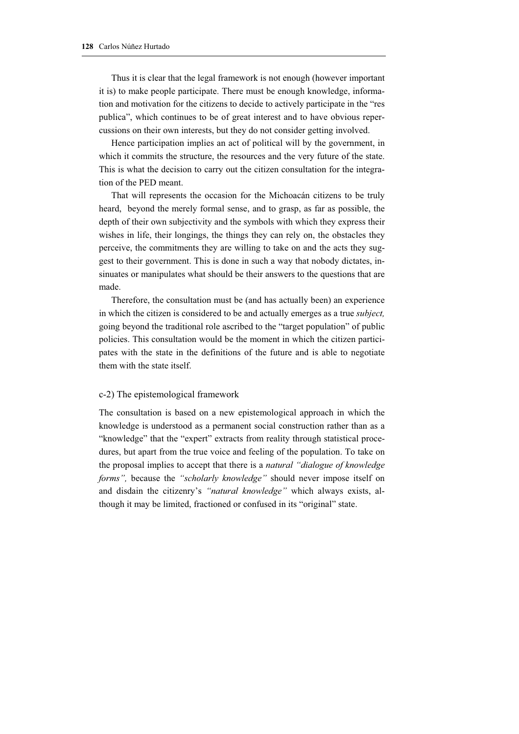Thus it is clear that the legal framework is not enough (however important it is) to make people participate. There must be enough knowledge, information and motivation for the citizens to decide to actively participate in the "res publica", which continues to be of great interest and to have obvious repercussions on their own interests, but they do not consider getting involved.

Hence participation implies an act of political will by the government, in which it commits the structure, the resources and the very future of the state. This is what the decision to carry out the citizen consultation for the integration of the PED meant.

That will represents the occasion for the Michoacán citizens to be truly heard, beyond the merely formal sense, and to grasp, as far as possible, the depth of their own subjectivity and the symbols with which they express their wishes in life, their longings, the things they can rely on, the obstacles they perceive, the commitments they are willing to take on and the acts they suggest to their government. This is done in such a way that nobody dictates, insinuates or manipulates what should be their answers to the questions that are made.

Therefore, the consultation must be (and has actually been) an experience in which the citizen is considered to be and actually emerges as a true *subject,* going beyond the traditional role ascribed to the "target population" of public policies. This consultation would be the moment in which the citizen participates with the state in the definitions of the future and is able to negotiate them with the state itself.

### c-2) The epistemological framework

The consultation is based on a new epistemological approach in which the knowledge is understood as a permanent social construction rather than as a "knowledge" that the "expert" extracts from reality through statistical procedures, but apart from the true voice and feeling of the population. To take on the proposal implies to accept that there is a *natural "dialogue of knowledge forms",* because the *"scholarly knowledge"* should never impose itself on and disdain the citizenry's *"natural knowledge"* which always exists, although it may be limited, fractioned or confused in its "original" state.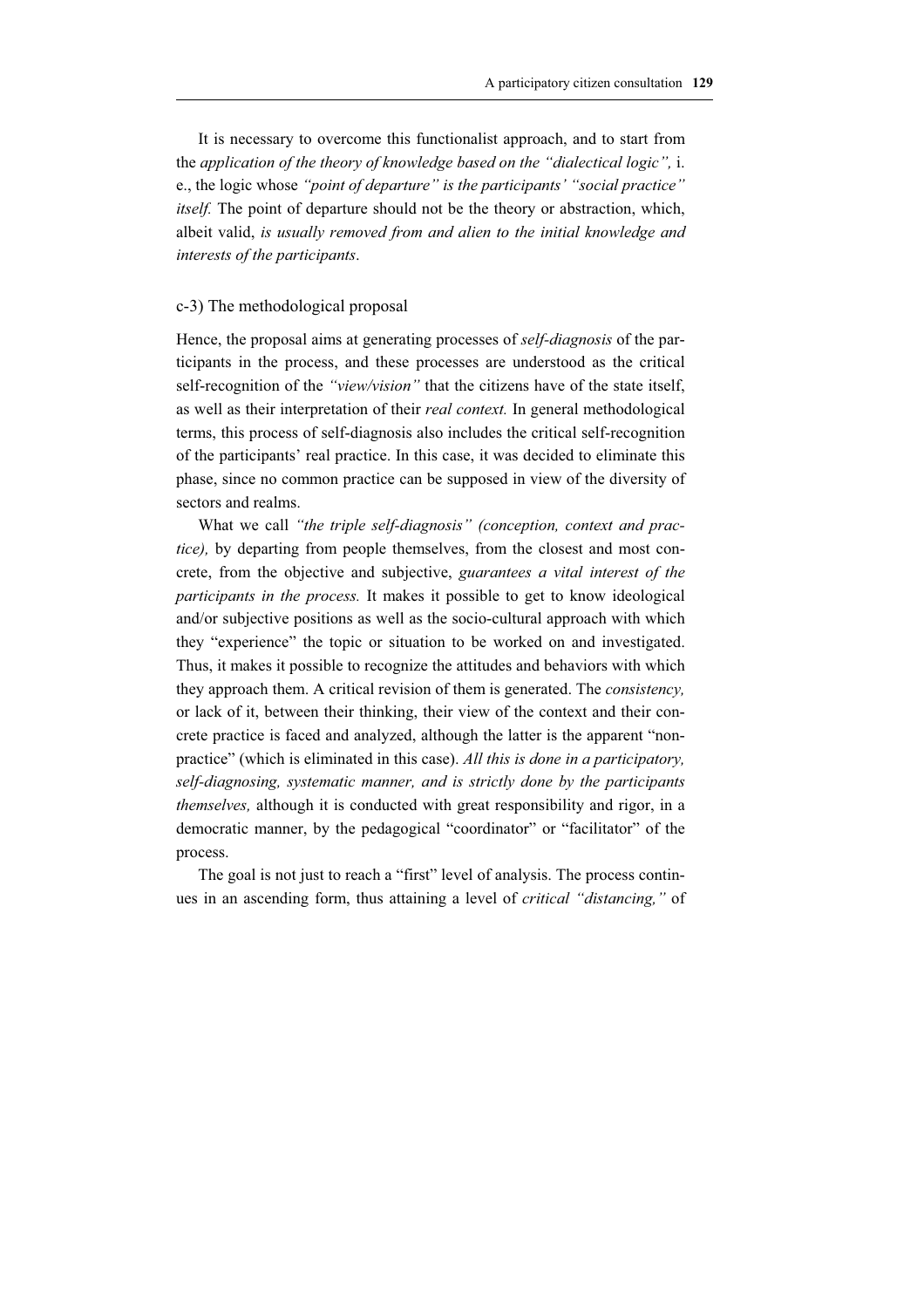It is necessary to overcome this functionalist approach, and to start from the *application of the theory of knowledge based on the "dialectical logic",* i. e., the logic whose *"point of departure" is the participants' "social practice" itself.* The point of departure should not be the theory or abstraction, which, albeit valid, *is usually removed from and alien to the initial knowledge and interests of the participants*.

### c-3) The methodological proposal

Hence, the proposal aims at generating processes of *self-diagnosis* of the participants in the process, and these processes are understood as the critical self-recognition of the *"view/vision"* that the citizens have of the state itself, as well as their interpretation of their *real context.* In general methodological terms, this process of self-diagnosis also includes the critical self-recognition of the participants' real practice. In this case, it was decided to eliminate this phase, since no common practice can be supposed in view of the diversity of sectors and realms.

What we call *"the triple self-diagnosis" (conception, context and practice),* by departing from people themselves, from the closest and most concrete, from the objective and subjective, *guarantees a vital interest of the participants in the process.* It makes it possible to get to know ideological and/or subjective positions as well as the socio-cultural approach with which they "experience" the topic or situation to be worked on and investigated. Thus, it makes it possible to recognize the attitudes and behaviors with which they approach them. A critical revision of them is generated. The *consistency,* or lack of it, between their thinking, their view of the context and their concrete practice is faced and analyzed, although the latter is the apparent "non-practice" (which is eliminated in this case). *All this is done in a participatory, self-diagnosing, systematic manner, and is strictly done by the participants themselves,* although it is conducted with great responsibility and rigor, in a democratic manner, by the pedagogical "coordinator" or "facilitator" of the process.

The goal is not just to reach a "first" level of analysis. The process continues in an ascending form, thus attaining a level of *critical "distancing,"* of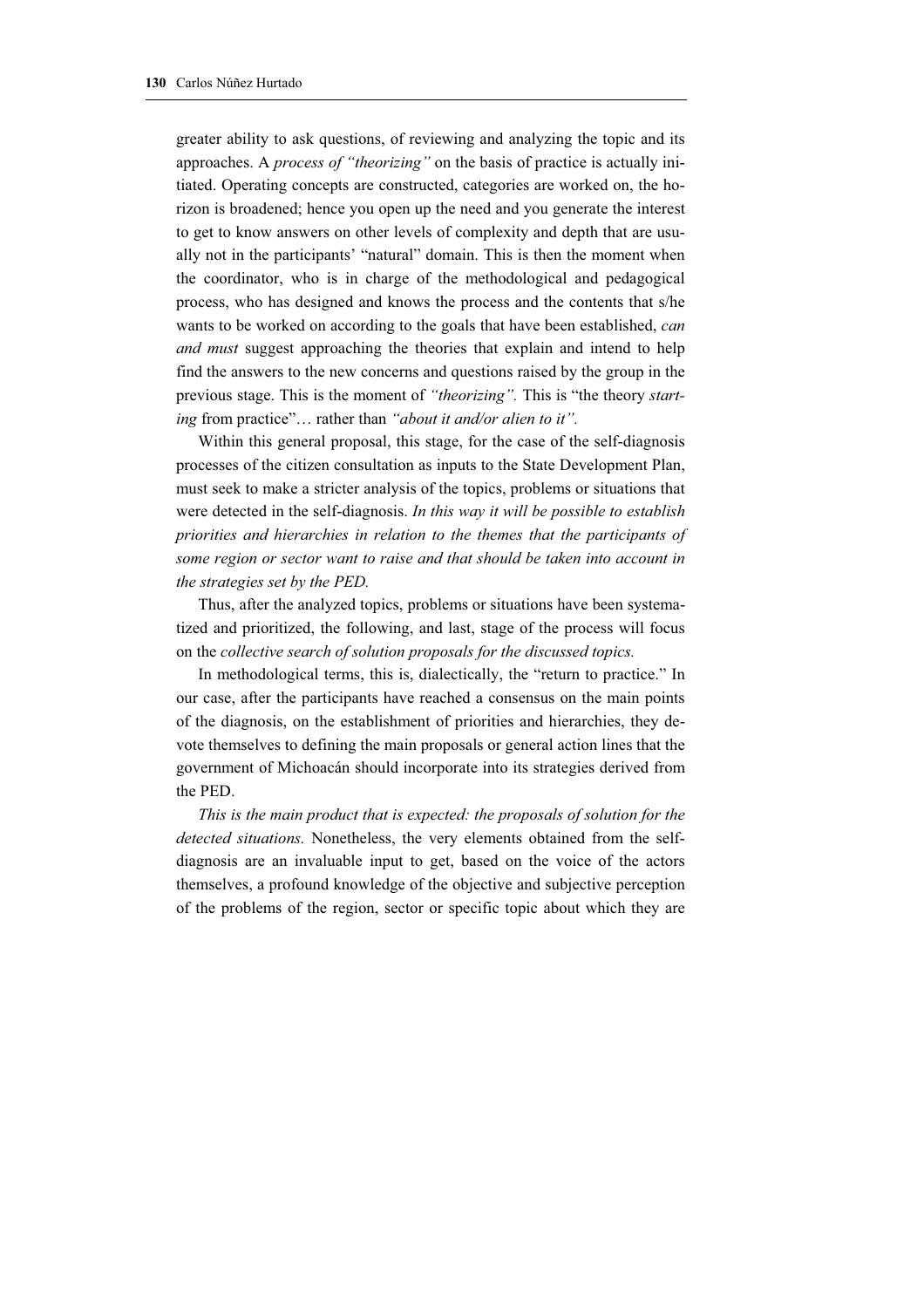greater ability to ask questions, of reviewing and analyzing the topic and its approaches. A *process of "theorizing"* on the basis of practice is actually initiated. Operating concepts are constructed, categories are worked on, the horizon is broadened; hence you open up the need and you generate the interest to get to know answers on other levels of complexity and depth that are usually not in the participants' "natural" domain. This is then the moment when the coordinator, who is in charge of the methodological and pedagogical process, who has designed and knows the process and the contents that s/he wants to be worked on according to the goals that have been established, *can and must* suggest approaching the theories that explain and intend to help find the answers to the new concerns and questions raised by the group in the previous stage. This is the moment of *"theorizing".* This is "the theory *starting* from practice"… rather than *"about it and/or alien to it".*

Within this general proposal, this stage, for the case of the self-diagnosis processes of the citizen consultation as inputs to the State Development Plan, must seek to make a stricter analysis of the topics, problems or situations that were detected in the self-diagnosis. *In this way it will be possible to establish priorities and hierarchies in relation to the themes that the participants of some region or sector want to raise and that should be taken into account in the strategies set by the PED.*

Thus, after the analyzed topics, problems or situations have been systematized and prioritized, the following, and last, stage of the process will focus on the *collective search of solution proposals for the discussed topics.*

In methodological terms, this is, dialectically, the "return to practice." In our case, after the participants have reached a consensus on the main points of the diagnosis, on the establishment of priorities and hierarchies, they devote themselves to defining the main proposals or general action lines that the government of Michoacán should incorporate into its strategies derived from the PED.

*This is the main product that is expected: the proposals of solution for the detected situations.* Nonetheless, the very elements obtained from the self-diagnosis are an invaluable input to get, based on the voice of the actors themselves, a profound knowledge of the objective and subjective perception of the problems of the region, sector or specific topic about which they are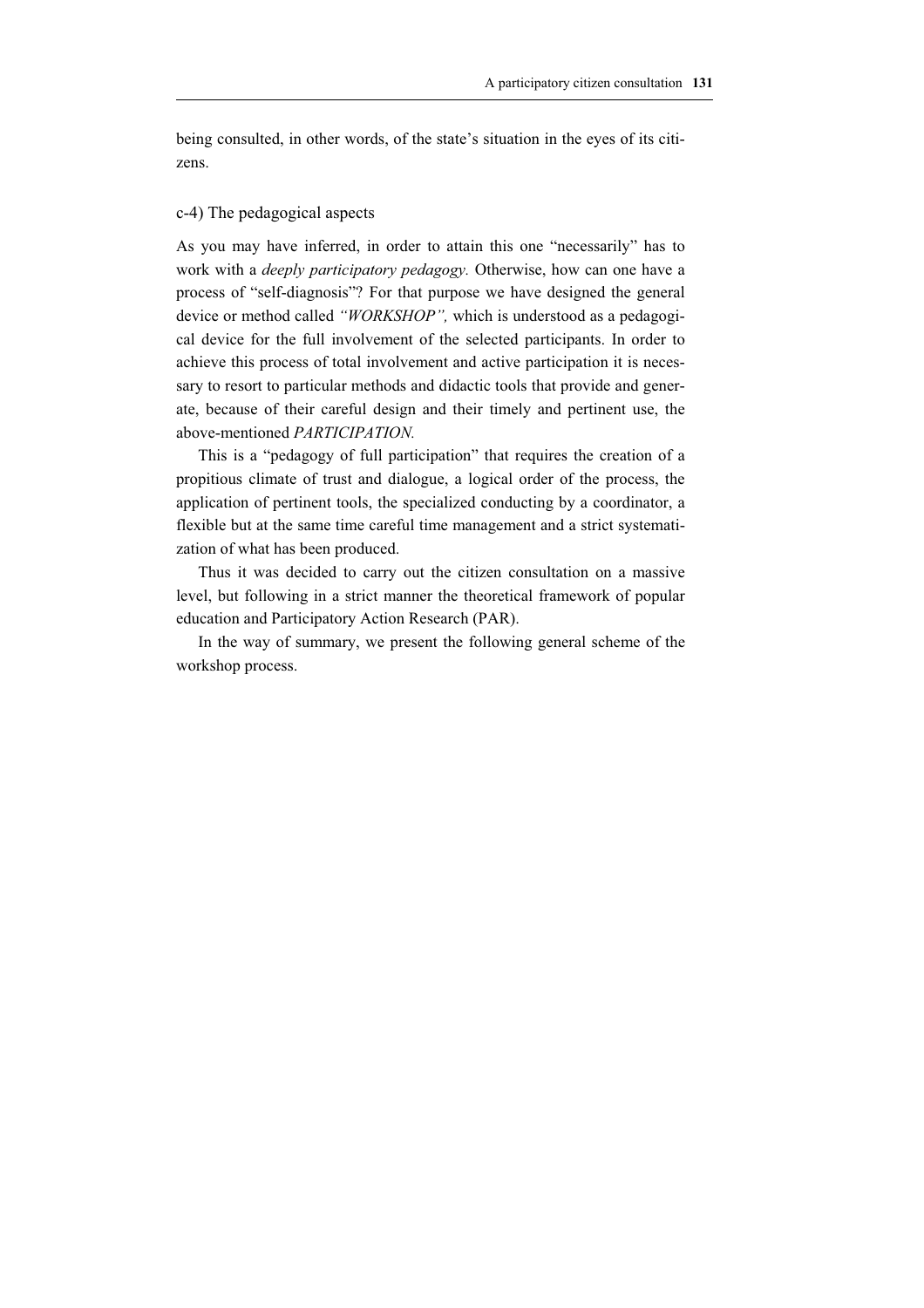being consulted, in other words, of the state's situation in the eyes of its citizens.

### c-4) The pedagogical aspects

As you may have inferred, in order to attain this one "necessarily" has to work with a *deeply participatory pedagogy.* Otherwise, how can one have a process of "self-diagnosis"? For that purpose we have designed the general device or method called *"WORKSHOP",* which is understood as a pedagogical device for the full involvement of the selected participants. In order to achieve this process of total involvement and active participation it is necessary to resort to particular methods and didactic tools that provide and generate, because of their careful design and their timely and pertinent use, the above-mentioned *PARTICIPATION.*

This is a "pedagogy of full participation" that requires the creation of a propitious climate of trust and dialogue, a logical order of the process, the application of pertinent tools, the specialized conducting by a coordinator, a flexible but at the same time careful time management and a strict systematization of what has been produced.

Thus it was decided to carry out the citizen consultation on a massive level, but following in a strict manner the theoretical framework of popular education and Participatory Action Research (PAR).

In the way of summary, we present the following general scheme of the workshop process.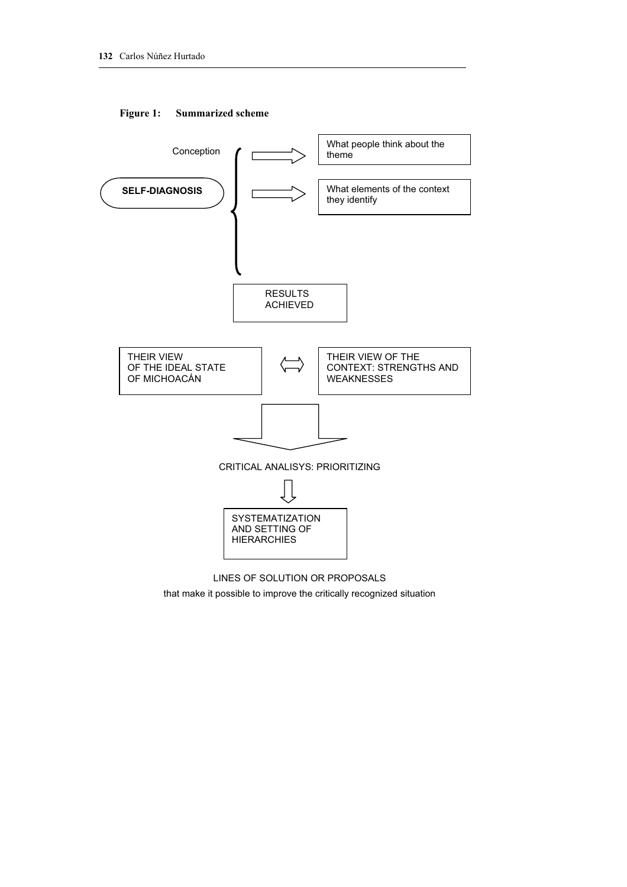**Figure 1: Summarized scheme**

Conception

**SELF-DIAGNOSIS**

- What people think about the theme
- What elements of the context they identify

RESULTS ACHIEVED

THEIR VIEW OF THE IDEAL STATE OF MICHOACÁN ⟺ THEIR VIEW OF THE CONTEXT: STRENGTHS AND WEAKNESSES

CRITICAL ANALISYS: PRIORITIZING

SYSTEMATIZATION AND SETTING OF HIERARCHIES

LINES OF SOLUTION OR PROPOSALS

that make it possible to improve the critically recognized situation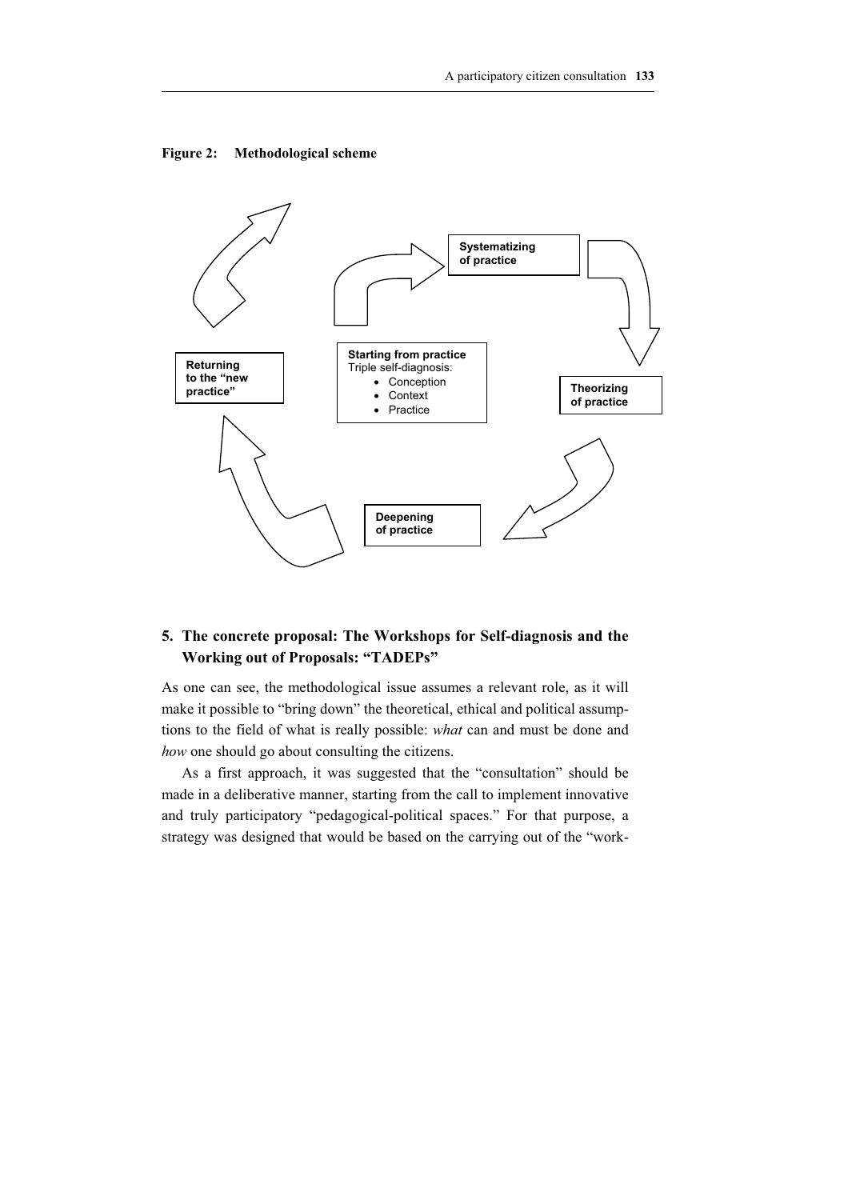**Figure 2: Methodological scheme**

**Starting from practice**
Triple self-diagnosis:
- Conception
- Context
- Practice

**Systematizing of practice**

**Theorizing of practice**

**Deepening of practice**

**Returning to the "new practice"**

## 5. The concrete proposal: The Workshops for Self-diagnosis and the Working out of Proposals: "TADEPs"

As one can see, the methodological issue assumes a relevant role, as it will make it possible to "bring down" the theoretical, ethical and political assumptions to the field of what is really possible: *what* can and must be done and *how* one should go about consulting the citizens.

As a first approach, it was suggested that the "consultation" should be made in a deliberative manner, starting from the call to implement innovative and truly participatory "pedagogical-political spaces." For that purpose, a strategy was designed that would be based on the carrying out of the "work-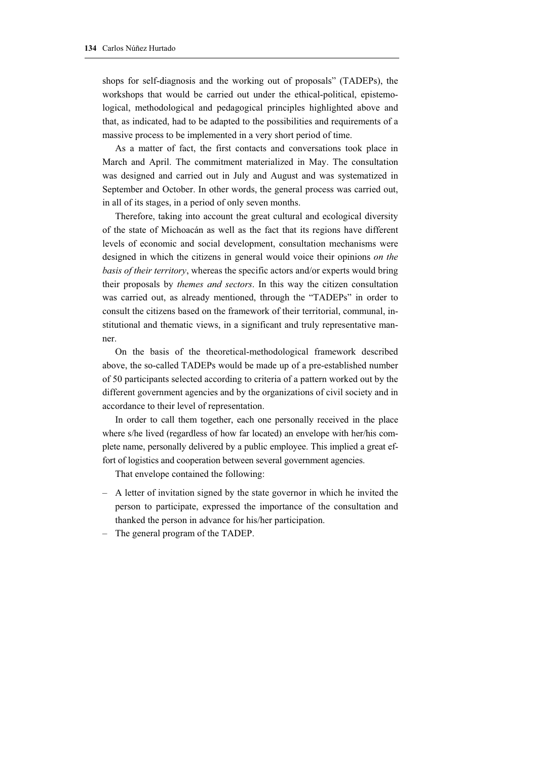shops for self-diagnosis and the working out of proposals" (TADEPs), the workshops that would be carried out under the ethical-political, epistemological, methodological and pedagogical principles highlighted above and that, as indicated, had to be adapted to the possibilities and requirements of a massive process to be implemented in a very short period of time.

As a matter of fact, the first contacts and conversations took place in March and April. The commitment materialized in May. The consultation was designed and carried out in July and August and was systematized in September and October. In other words, the general process was carried out, in all of its stages, in a period of only seven months.

Therefore, taking into account the great cultural and ecological diversity of the state of Michoacán as well as the fact that its regions have different levels of economic and social development, consultation mechanisms were designed in which the citizens in general would voice their opinions *on the basis of their territory*, whereas the specific actors and/or experts would bring their proposals by *themes and sectors*. In this way the citizen consultation was carried out, as already mentioned, through the "TADEPs" in order to consult the citizens based on the framework of their territorial, communal, institutional and thematic views, in a significant and truly representative manner.

On the basis of the theoretical-methodological framework described above, the so-called TADEPs would be made up of a pre-established number of 50 participants selected according to criteria of a pattern worked out by the different government agencies and by the organizations of civil society and in accordance to their level of representation.

In order to call them together, each one personally received in the place where s/he lived (regardless of how far located) an envelope with her/his complete name, personally delivered by a public employee. This implied a great effort of logistics and cooperation between several government agencies.

That envelope contained the following:

- A letter of invitation signed by the state governor in which he invited the person to participate, expressed the importance of the consultation and thanked the person in advance for his/her participation.
- The general program of the TADEP.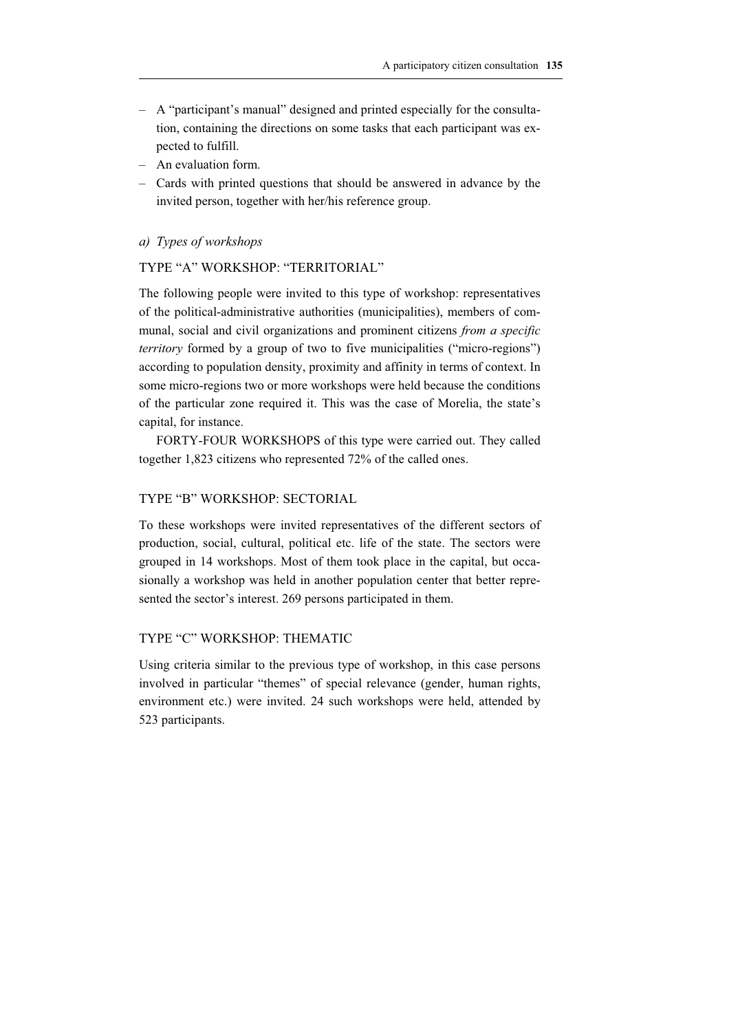- A "participant's manual" designed and printed especially for the consultation, containing the directions on some tasks that each participant was expected to fulfill.
- An evaluation form.
- Cards with printed questions that should be answered in advance by the invited person, together with her/his reference group.

### *a) Types of workshops*

#### TYPE "A" WORKSHOP: "TERRITORIAL"

The following people were invited to this type of workshop: representatives of the political-administrative authorities (municipalities), members of communal, social and civil organizations and prominent citizens *from a specific territory* formed by a group of two to five municipalities ("micro-regions") according to population density, proximity and affinity in terms of context. In some micro-regions two or more workshops were held because the conditions of the particular zone required it. This was the case of Morelia, the state's capital, for instance.

FORTY-FOUR WORKSHOPS of this type were carried out. They called together 1,823 citizens who represented 72% of the called ones.

#### TYPE "B" WORKSHOP: SECTORIAL

To these workshops were invited representatives of the different sectors of production, social, cultural, political etc. life of the state. The sectors were grouped in 14 workshops. Most of them took place in the capital, but occasionally a workshop was held in another population center that better represented the sector's interest. 269 persons participated in them.

#### TYPE "C" WORKSHOP: THEMATIC

Using criteria similar to the previous type of workshop, in this case persons involved in particular "themes" of special relevance (gender, human rights, environment etc.) were invited. 24 such workshops were held, attended by 523 participants.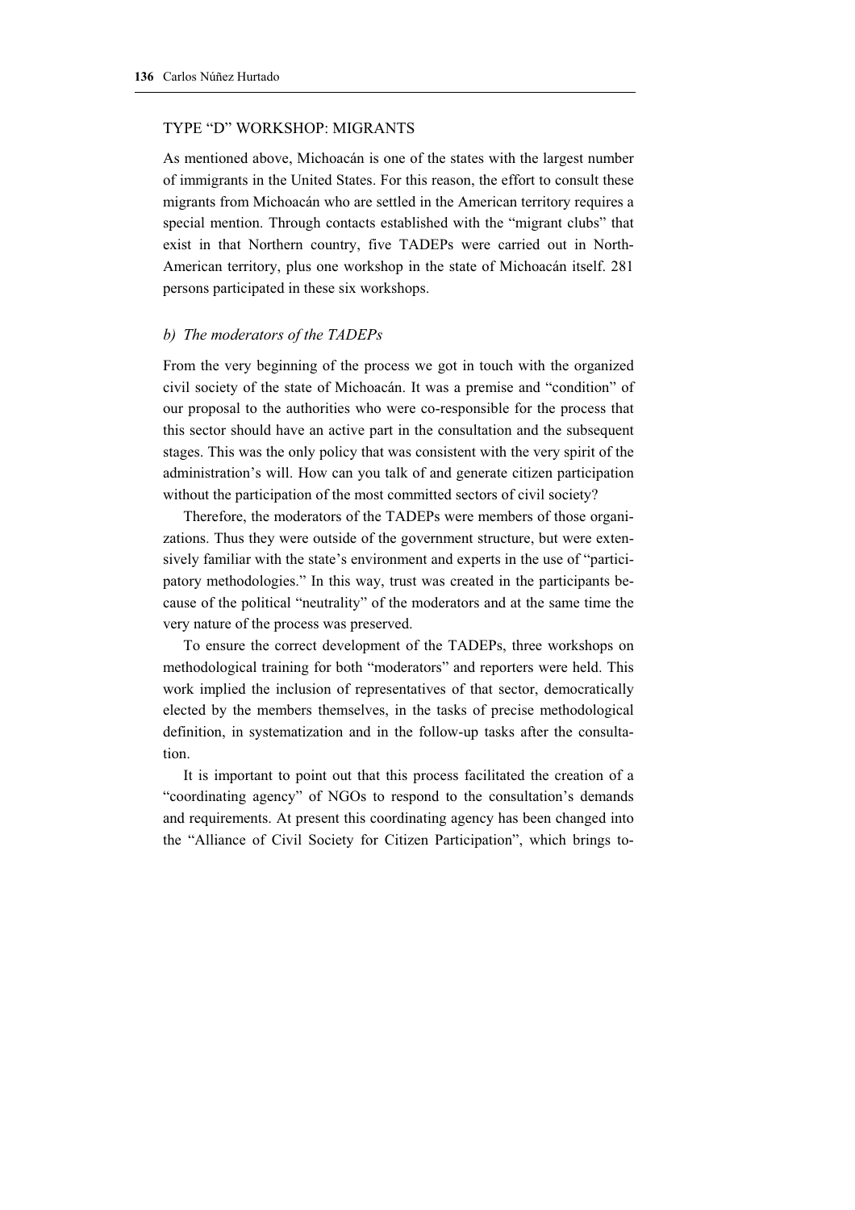TYPE "D" WORKSHOP: MIGRANTS

As mentioned above, Michoacán is one of the states with the largest number of immigrants in the United States. For this reason, the effort to consult these migrants from Michoacán who are settled in the American territory requires a special mention. Through contacts established with the "migrant clubs" that exist in that Northern country, five TADEPs were carried out in North-American territory, plus one workshop in the state of Michoacán itself. 281 persons participated in these six workshops.

### *b) The moderators of the TADEPs*

From the very beginning of the process we got in touch with the organized civil society of the state of Michoacán. It was a premise and "condition" of our proposal to the authorities who were co-responsible for the process that this sector should have an active part in the consultation and the subsequent stages. This was the only policy that was consistent with the very spirit of the administration's will. How can you talk of and generate citizen participation without the participation of the most committed sectors of civil society?

Therefore, the moderators of the TADEPs were members of those organizations. Thus they were outside of the government structure, but were extensively familiar with the state's environment and experts in the use of "participatory methodologies." In this way, trust was created in the participants because of the political "neutrality" of the moderators and at the same time the very nature of the process was preserved.

To ensure the correct development of the TADEPs, three workshops on methodological training for both "moderators" and reporters were held. This work implied the inclusion of representatives of that sector, democratically elected by the members themselves, in the tasks of precise methodological definition, in systematization and in the follow-up tasks after the consultation.

It is important to point out that this process facilitated the creation of a "coordinating agency" of NGOs to respond to the consultation's demands and requirements. At present this coordinating agency has been changed into the "Alliance of Civil Society for Citizen Participation", which brings to-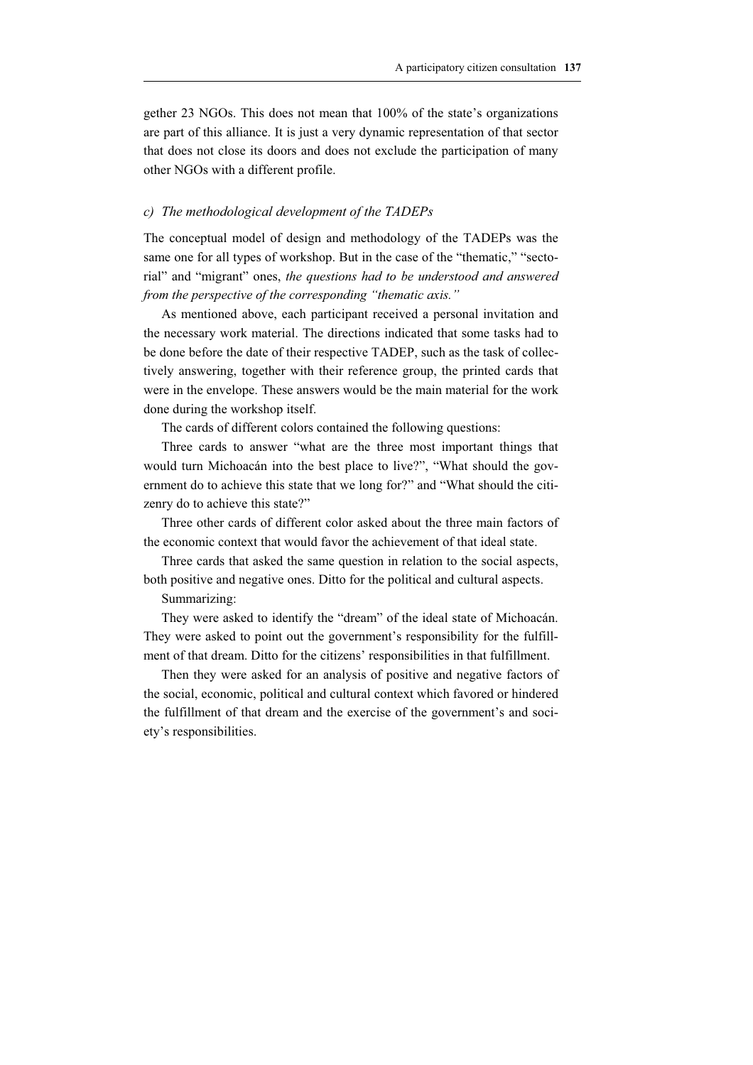gether 23 NGOs. This does not mean that 100% of the state's organizations are part of this alliance. It is just a very dynamic representation of that sector that does not close its doors and does not exclude the participation of many other NGOs with a different profile.

### *c) The methodological development of the TADEPs*

The conceptual model of design and methodology of the TADEPs was the same one for all types of workshop. But in the case of the "thematic," "sectorial" and "migrant" ones, *the questions had to be understood and answered from the perspective of the corresponding "thematic axis."*

As mentioned above, each participant received a personal invitation and the necessary work material. The directions indicated that some tasks had to be done before the date of their respective TADEP, such as the task of collectively answering, together with their reference group, the printed cards that were in the envelope. These answers would be the main material for the work done during the workshop itself.

The cards of different colors contained the following questions:

Three cards to answer "what are the three most important things that would turn Michoacán into the best place to live?", "What should the government do to achieve this state that we long for?" and "What should the citizenry do to achieve this state?"

Three other cards of different color asked about the three main factors of the economic context that would favor the achievement of that ideal state.

Three cards that asked the same question in relation to the social aspects, both positive and negative ones. Ditto for the political and cultural aspects.

Summarizing:

They were asked to identify the "dream" of the ideal state of Michoacán. They were asked to point out the government's responsibility for the fulfillment of that dream. Ditto for the citizens' responsibilities in that fulfillment.

Then they were asked for an analysis of positive and negative factors of the social, economic, political and cultural context which favored or hindered the fulfillment of that dream and the exercise of the government's and society's responsibilities.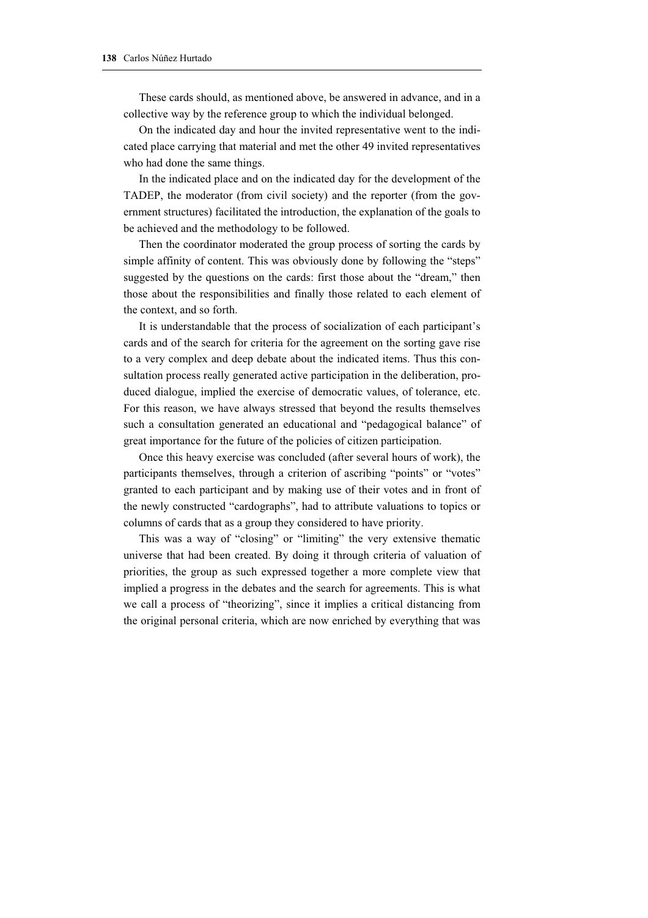These cards should, as mentioned above, be answered in advance, and in a collective way by the reference group to which the individual belonged.

On the indicated day and hour the invited representative went to the indicated place carrying that material and met the other 49 invited representatives who had done the same things.

In the indicated place and on the indicated day for the development of the TADEP, the moderator (from civil society) and the reporter (from the government structures) facilitated the introduction, the explanation of the goals to be achieved and the methodology to be followed.

Then the coordinator moderated the group process of sorting the cards by simple affinity of content. This was obviously done by following the "steps" suggested by the questions on the cards: first those about the "dream," then those about the responsibilities and finally those related to each element of the context, and so forth.

It is understandable that the process of socialization of each participant's cards and of the search for criteria for the agreement on the sorting gave rise to a very complex and deep debate about the indicated items. Thus this consultation process really generated active participation in the deliberation, produced dialogue, implied the exercise of democratic values, of tolerance, etc. For this reason, we have always stressed that beyond the results themselves such a consultation generated an educational and "pedagogical balance" of great importance for the future of the policies of citizen participation.

Once this heavy exercise was concluded (after several hours of work), the participants themselves, through a criterion of ascribing "points" or "votes" granted to each participant and by making use of their votes and in front of the newly constructed "cardographs", had to attribute valuations to topics or columns of cards that as a group they considered to have priority.

This was a way of "closing" or "limiting" the very extensive thematic universe that had been created. By doing it through criteria of valuation of priorities, the group as such expressed together a more complete view that implied a progress in the debates and the search for agreements. This is what we call a process of "theorizing", since it implies a critical distancing from the original personal criteria, which are now enriched by everything that was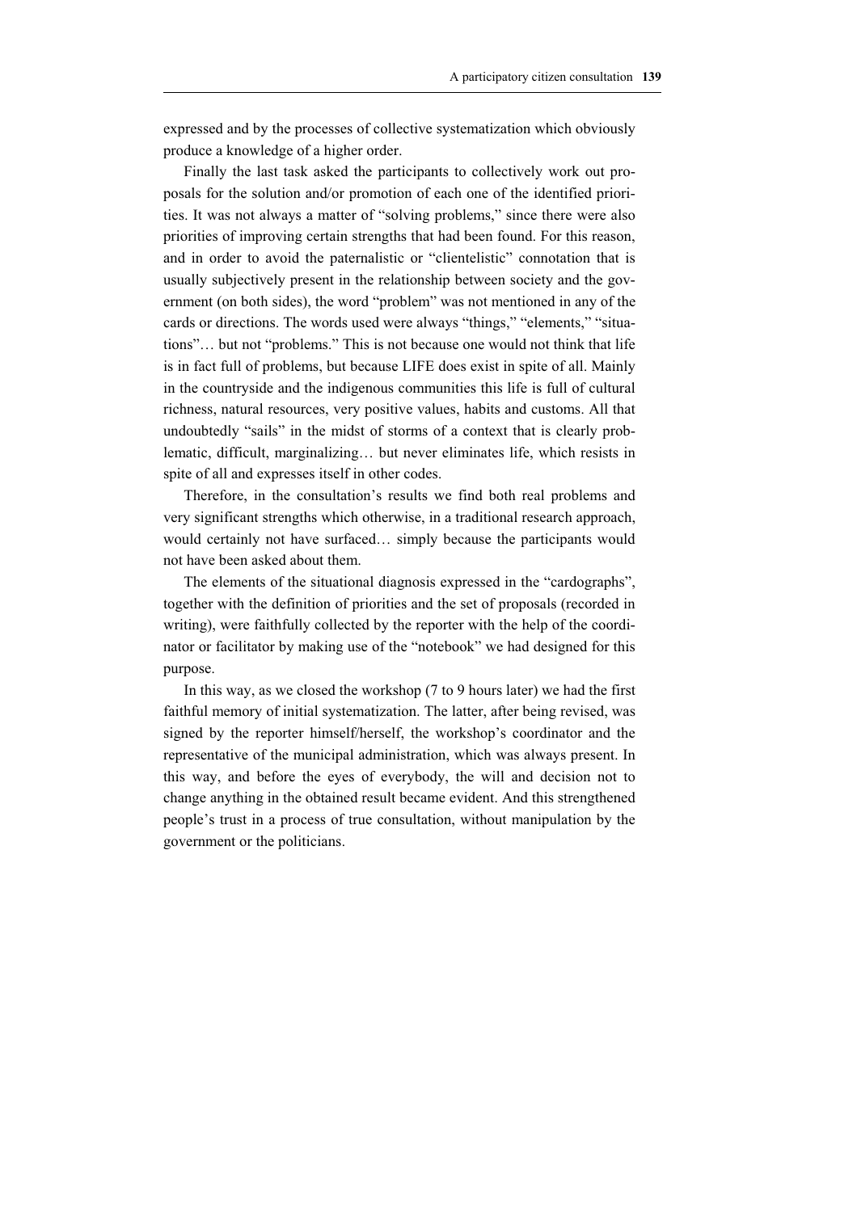expressed and by the processes of collective systematization which obviously produce a knowledge of a higher order.

Finally the last task asked the participants to collectively work out proposals for the solution and/or promotion of each one of the identified priorities. It was not always a matter of "solving problems," since there were also priorities of improving certain strengths that had been found. For this reason, and in order to avoid the paternalistic or "clientelistic" connotation that is usually subjectively present in the relationship between society and the government (on both sides), the word "problem" was not mentioned in any of the cards or directions. The words used were always "things," "elements," "situations"… but not "problems." This is not because one would not think that life is in fact full of problems, but because LIFE does exist in spite of all. Mainly in the countryside and the indigenous communities this life is full of cultural richness, natural resources, very positive values, habits and customs. All that undoubtedly "sails" in the midst of storms of a context that is clearly problematic, difficult, marginalizing… but never eliminates life, which resists in spite of all and expresses itself in other codes.

Therefore, in the consultation's results we find both real problems and very significant strengths which otherwise, in a traditional research approach, would certainly not have surfaced… simply because the participants would not have been asked about them.

The elements of the situational diagnosis expressed in the "cardographs", together with the definition of priorities and the set of proposals (recorded in writing), were faithfully collected by the reporter with the help of the coordinator or facilitator by making use of the "notebook" we had designed for this purpose.

In this way, as we closed the workshop (7 to 9 hours later) we had the first faithful memory of initial systematization. The latter, after being revised, was signed by the reporter himself/herself, the workshop's coordinator and the representative of the municipal administration, which was always present. In this way, and before the eyes of everybody, the will and decision not to change anything in the obtained result became evident. And this strengthened people's trust in a process of true consultation, without manipulation by the government or the politicians.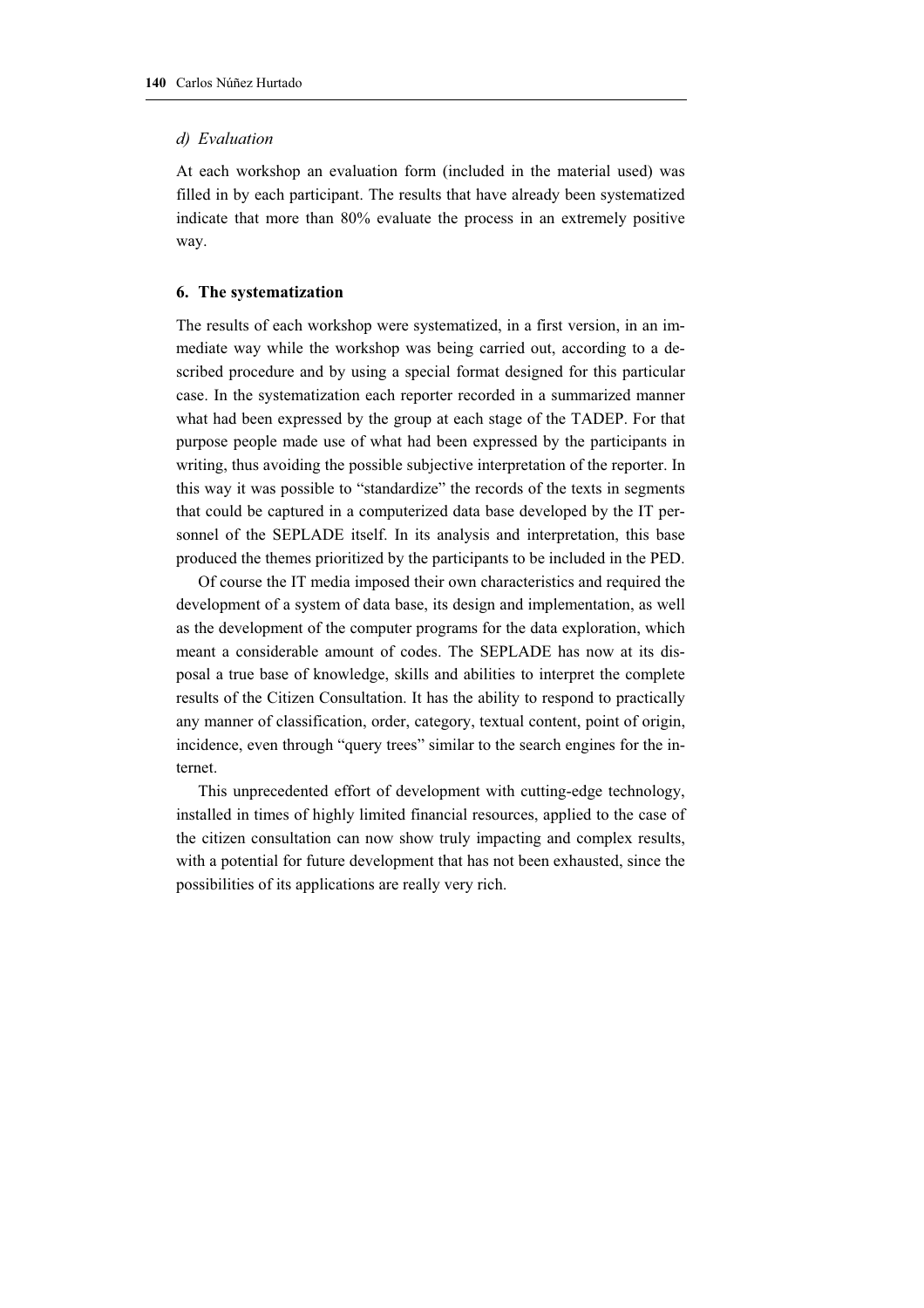*d) Evaluation*

At each workshop an evaluation form (included in the material used) was filled in by each participant. The results that have already been systematized indicate that more than 80% evaluate the process in an extremely positive way.

## 6. The systematization

The results of each workshop were systematized, in a first version, in an immediate way while the workshop was being carried out, according to a described procedure and by using a special format designed for this particular case. In the systematization each reporter recorded in a summarized manner what had been expressed by the group at each stage of the TADEP. For that purpose people made use of what had been expressed by the participants in writing, thus avoiding the possible subjective interpretation of the reporter. In this way it was possible to "standardize" the records of the texts in segments that could be captured in a computerized data base developed by the IT personnel of the SEPLADE itself. In its analysis and interpretation, this base produced the themes prioritized by the participants to be included in the PED.

Of course the IT media imposed their own characteristics and required the development of a system of data base, its design and implementation, as well as the development of the computer programs for the data exploration, which meant a considerable amount of codes. The SEPLADE has now at its disposal a true base of knowledge, skills and abilities to interpret the complete results of the Citizen Consultation. It has the ability to respond to practically any manner of classification, order, category, textual content, point of origin, incidence, even through "query trees" similar to the search engines for the internet.

This unprecedented effort of development with cutting-edge technology, installed in times of highly limited financial resources, applied to the case of the citizen consultation can now show truly impacting and complex results, with a potential for future development that has not been exhausted, since the possibilities of its applications are really very rich.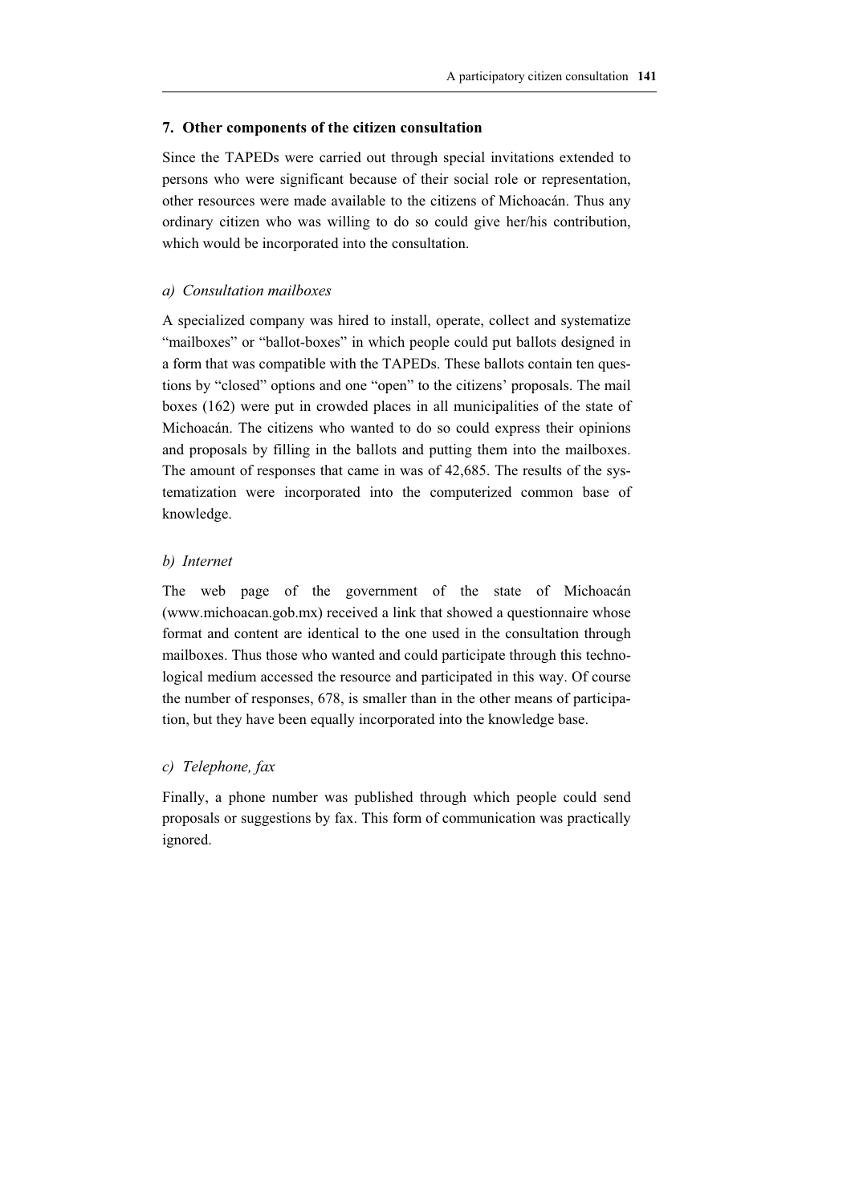## 7. Other components of the citizen consultation

Since the TAPEDs were carried out through special invitations extended to persons who were significant because of their social role or representation, other resources were made available to the citizens of Michoacán. Thus any ordinary citizen who was willing to do so could give her/his contribution, which would be incorporated into the consultation.

### *a) Consultation mailboxes*

A specialized company was hired to install, operate, collect and systematize "mailboxes" or "ballot-boxes" in which people could put ballots designed in a form that was compatible with the TAPEDs. These ballots contain ten questions by "closed" options and one "open" to the citizens' proposals. The mail boxes (162) were put in crowded places in all municipalities of the state of Michoacán. The citizens who wanted to do so could express their opinions and proposals by filling in the ballots and putting them into the mailboxes. The amount of responses that came in was of 42,685. The results of the systematization were incorporated into the computerized common base of knowledge.

### *b) Internet*

The web page of the government of the state of Michoacán (www.michoacan.gob.mx) received a link that showed a questionnaire whose format and content are identical to the one used in the consultation through mailboxes. Thus those who wanted and could participate through this technological medium accessed the resource and participated in this way. Of course the number of responses, 678, is smaller than in the other means of participation, but they have been equally incorporated into the knowledge base.

### *c) Telephone, fax*

Finally, a phone number was published through which people could send proposals or suggestions by fax. This form of communication was practically ignored.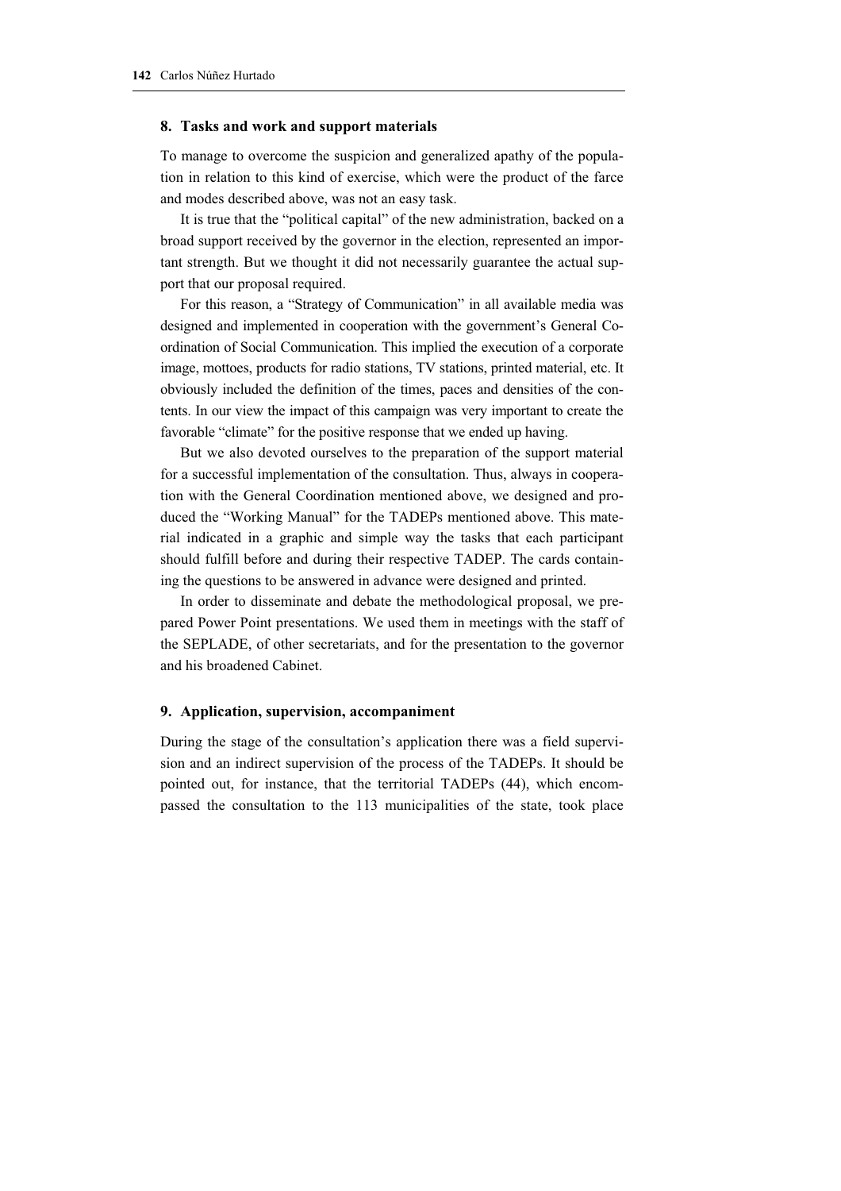## 8. Tasks and work and support materials

To manage to overcome the suspicion and generalized apathy of the population in relation to this kind of exercise, which were the product of the farce and modes described above, was not an easy task.

It is true that the "political capital" of the new administration, backed on a broad support received by the governor in the election, represented an important strength. But we thought it did not necessarily guarantee the actual support that our proposal required.

For this reason, a "Strategy of Communication" in all available media was designed and implemented in cooperation with the government's General Coordination of Social Communication. This implied the execution of a corporate image, mottoes, products for radio stations, TV stations, printed material, etc. It obviously included the definition of the times, paces and densities of the contents. In our view the impact of this campaign was very important to create the favorable "climate" for the positive response that we ended up having.

But we also devoted ourselves to the preparation of the support material for a successful implementation of the consultation. Thus, always in cooperation with the General Coordination mentioned above, we designed and produced the "Working Manual" for the TADEPs mentioned above. This material indicated in a graphic and simple way the tasks that each participant should fulfill before and during their respective TADEP. The cards containing the questions to be answered in advance were designed and printed.

In order to disseminate and debate the methodological proposal, we prepared Power Point presentations. We used them in meetings with the staff of the SEPLADE, of other secretariats, and for the presentation to the governor and his broadened Cabinet.

## 9. Application, supervision, accompaniment

During the stage of the consultation's application there was a field supervision and an indirect supervision of the process of the TADEPs. It should be pointed out, for instance, that the territorial TADEPs (44), which encompassed the consultation to the 113 municipalities of the state, took place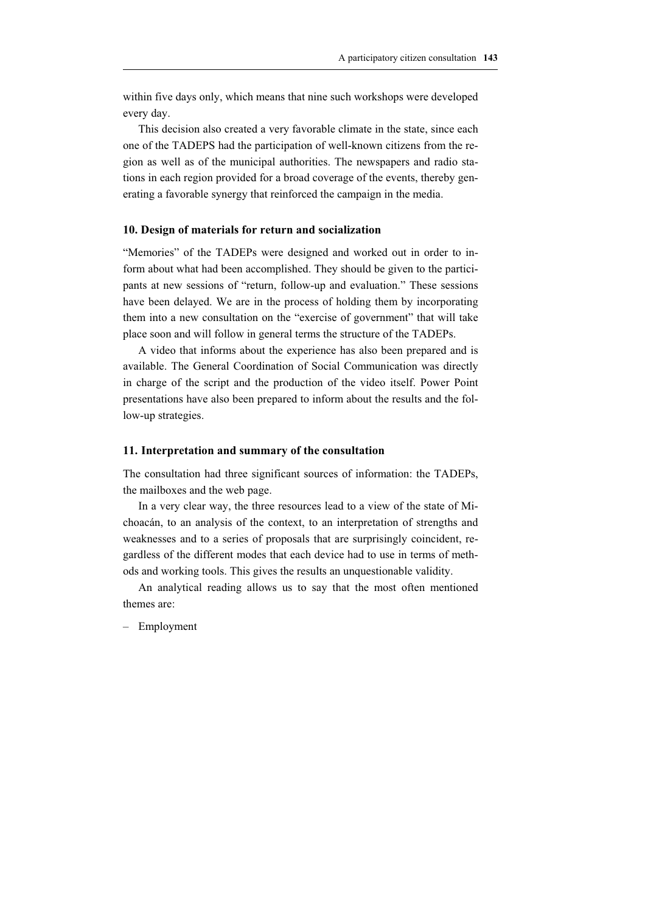within five days only, which means that nine such workshops were developed every day.

This decision also created a very favorable climate in the state, since each one of the TADEPS had the participation of well-known citizens from the region as well as of the municipal authorities. The newspapers and radio stations in each region provided for a broad coverage of the events, thereby generating a favorable synergy that reinforced the campaign in the media.

### 10. Design of materials for return and socialization

"Memories" of the TADEPs were designed and worked out in order to inform about what had been accomplished. They should be given to the participants at new sessions of "return, follow-up and evaluation." These sessions have been delayed. We are in the process of holding them by incorporating them into a new consultation on the "exercise of government" that will take place soon and will follow in general terms the structure of the TADEPs.

A video that informs about the experience has also been prepared and is available. The General Coordination of Social Communication was directly in charge of the script and the production of the video itself. Power Point presentations have also been prepared to inform about the results and the follow-up strategies.

### 11. Interpretation and summary of the consultation

The consultation had three significant sources of information: the TADEPs, the mailboxes and the web page.

In a very clear way, the three resources lead to a view of the state of Michoacán, to an analysis of the context, to an interpretation of strengths and weaknesses and to a series of proposals that are surprisingly coincident, regardless of the different modes that each device had to use in terms of methods and working tools. This gives the results an unquestionable validity.

An analytical reading allows us to say that the most often mentioned themes are:

– Employment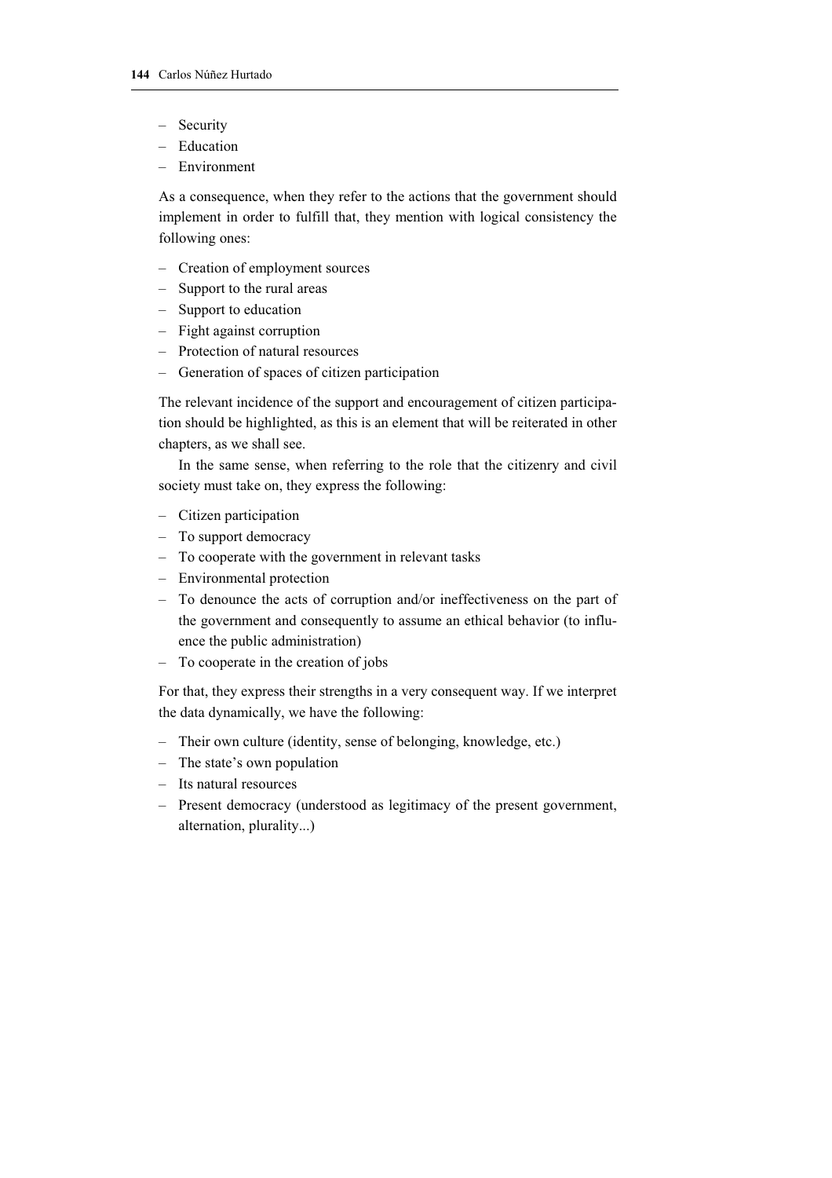– Security
– Education
– Environment

As a consequence, when they refer to the actions that the government should implement in order to fulfill that, they mention with logical consistency the following ones:

– Creation of employment sources
– Support to the rural areas
– Support to education
– Fight against corruption
– Protection of natural resources
– Generation of spaces of citizen participation

The relevant incidence of the support and encouragement of citizen participation should be highlighted, as this is an element that will be reiterated in other chapters, as we shall see.

In the same sense, when referring to the role that the citizenry and civil society must take on, they express the following:

– Citizen participation
– To support democracy
– To cooperate with the government in relevant tasks
– Environmental protection
– To denounce the acts of corruption and/or ineffectiveness on the part of the government and consequently to assume an ethical behavior (to influence the public administration)
– To cooperate in the creation of jobs

For that, they express their strengths in a very consequent way. If we interpret the data dynamically, we have the following:

– Their own culture (identity, sense of belonging, knowledge, etc.)
– The state's own population
– Its natural resources
– Present democracy (understood as legitimacy of the present government, alternation, plurality...)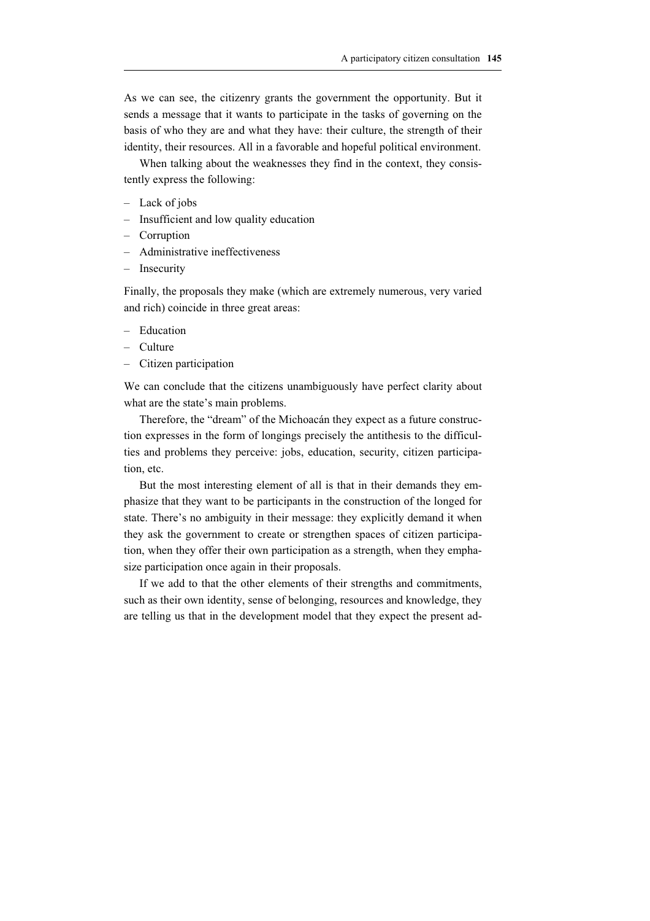As we can see, the citizenry grants the government the opportunity. But it sends a message that it wants to participate in the tasks of governing on the basis of who they are and what they have: their culture, the strength of their identity, their resources. All in a favorable and hopeful political environment.

When talking about the weaknesses they find in the context, they consistently express the following:

- Lack of jobs
- Insufficient and low quality education
- Corruption
- Administrative ineffectiveness
- Insecurity

Finally, the proposals they make (which are extremely numerous, very varied and rich) coincide in three great areas:

- Education
- Culture
- Citizen participation

We can conclude that the citizens unambiguously have perfect clarity about what are the state's main problems.

Therefore, the "dream" of the Michoacán they expect as a future construction expresses in the form of longings precisely the antithesis to the difficulties and problems they perceive: jobs, education, security, citizen participation, etc.

But the most interesting element of all is that in their demands they emphasize that they want to be participants in the construction of the longed for state. There's no ambiguity in their message: they explicitly demand it when they ask the government to create or strengthen spaces of citizen participation, when they offer their own participation as a strength, when they emphasize participation once again in their proposals.

If we add to that the other elements of their strengths and commitments, such as their own identity, sense of belonging, resources and knowledge, they are telling us that in the development model that they expect the present ad-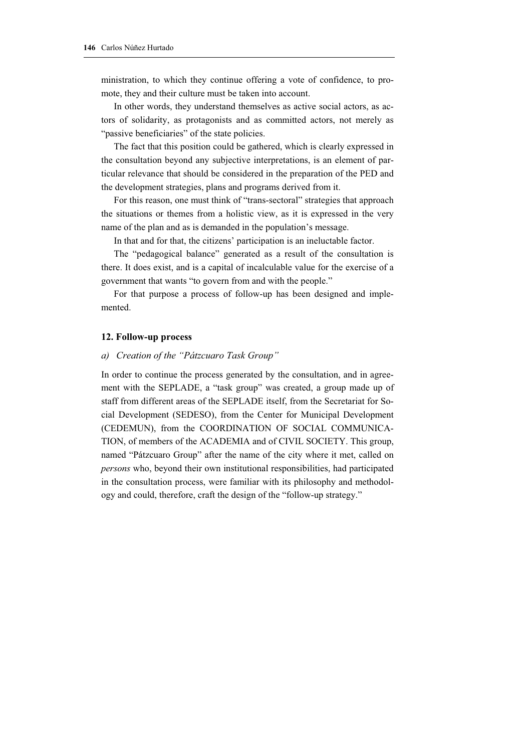ministration, to which they continue offering a vote of confidence, to promote, they and their culture must be taken into account.

In other words, they understand themselves as active social actors, as actors of solidarity, as protagonists and as committed actors, not merely as "passive beneficiaries" of the state policies.

The fact that this position could be gathered, which is clearly expressed in the consultation beyond any subjective interpretations, is an element of particular relevance that should be considered in the preparation of the PED and the development strategies, plans and programs derived from it.

For this reason, one must think of "trans-sectoral" strategies that approach the situations or themes from a holistic view, as it is expressed in the very name of the plan and as is demanded in the population's message.

In that and for that, the citizens' participation is an ineluctable factor.

The "pedagogical balance" generated as a result of the consultation is there. It does exist, and is a capital of incalculable value for the exercise of a government that wants "to govern from and with the people."

For that purpose a process of follow-up has been designed and implemented.

## 12. Follow-up process

### a) *Creation of the "Pátzcuaro Task Group"*

In order to continue the process generated by the consultation, and in agreement with the SEPLADE, a "task group" was created, a group made up of staff from different areas of the SEPLADE itself, from the Secretariat for Social Development (SEDESO), from the Center for Municipal Development (CEDEMUN), from the COORDINATION OF SOCIAL COMMUNICATION, of members of the ACADEMIA and of CIVIL SOCIETY. This group, named "Pátzcuaro Group" after the name of the city where it met, called on *persons* who, beyond their own institutional responsibilities, had participated in the consultation process, were familiar with its philosophy and methodology and could, therefore, craft the design of the "follow-up strategy."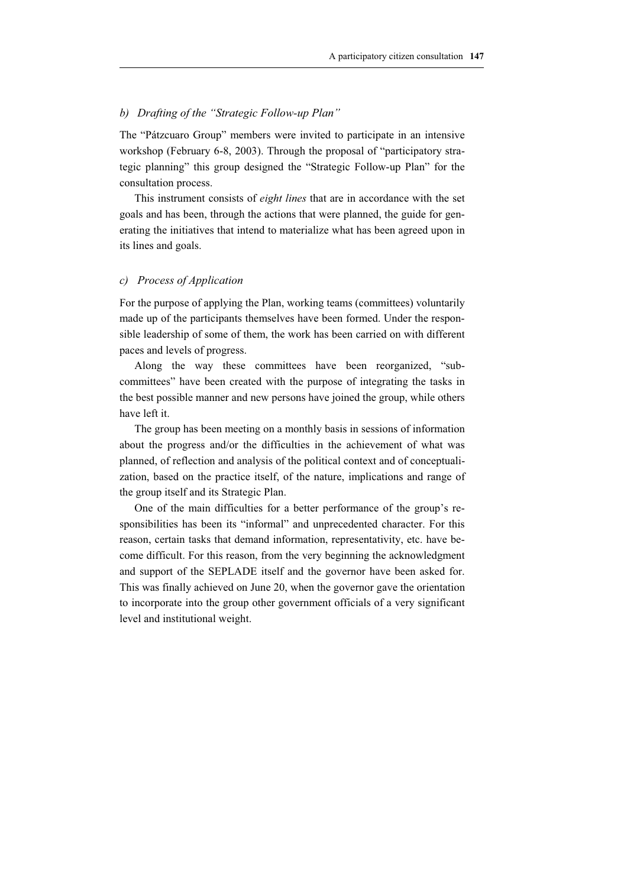### *b) Drafting of the "Strategic Follow-up Plan"*

The "Pátzcuaro Group" members were invited to participate in an intensive workshop (February 6-8, 2003). Through the proposal of "participatory strategic planning" this group designed the "Strategic Follow-up Plan" for the consultation process.

This instrument consists of *eight lines* that are in accordance with the set goals and has been, through the actions that were planned, the guide for generating the initiatives that intend to materialize what has been agreed upon in its lines and goals.

### *c) Process of Application*

For the purpose of applying the Plan, working teams (committees) voluntarily made up of the participants themselves have been formed. Under the responsible leadership of some of them, the work has been carried on with different paces and levels of progress.

Along the way these committees have been reorganized, "subcommittees" have been created with the purpose of integrating the tasks in the best possible manner and new persons have joined the group, while others have left it.

The group has been meeting on a monthly basis in sessions of information about the progress and/or the difficulties in the achievement of what was planned, of reflection and analysis of the political context and of conceptualization, based on the practice itself, of the nature, implications and range of the group itself and its Strategic Plan.

One of the main difficulties for a better performance of the group's responsibilities has been its "informal" and unprecedented character. For this reason, certain tasks that demand information, representativity, etc. have become difficult. For this reason, from the very beginning the acknowledgment and support of the SEPLADE itself and the governor have been asked for. This was finally achieved on June 20, when the governor gave the orientation to incorporate into the group other government officials of a very significant level and institutional weight.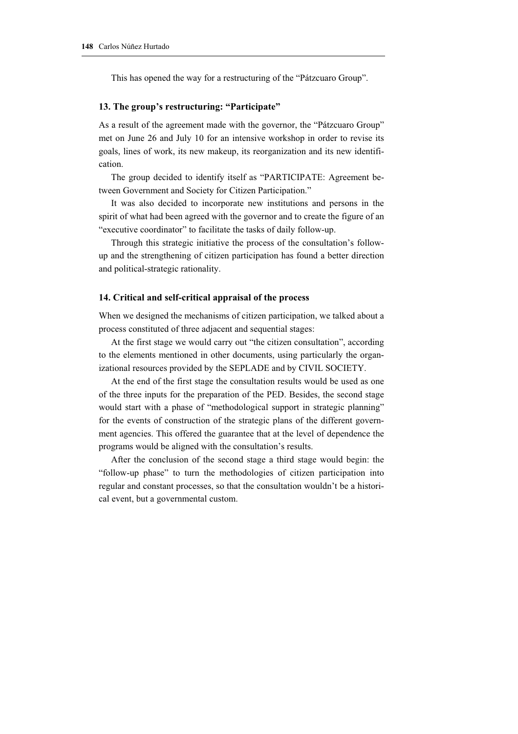This has opened the way for a restructuring of the "Pátzcuaro Group".

### 13. The group's restructuring: "Participate"

As a result of the agreement made with the governor, the "Pátzcuaro Group" met on June 26 and July 10 for an intensive workshop in order to revise its goals, lines of work, its new makeup, its reorganization and its new identification.

The group decided to identify itself as "PARTICIPATE: Agreement between Government and Society for Citizen Participation."

It was also decided to incorporate new institutions and persons in the spirit of what had been agreed with the governor and to create the figure of an "executive coordinator" to facilitate the tasks of daily follow-up.

Through this strategic initiative the process of the consultation's follow-up and the strengthening of citizen participation has found a better direction and political-strategic rationality.

### 14. Critical and self-critical appraisal of the process

When we designed the mechanisms of citizen participation, we talked about a process constituted of three adjacent and sequential stages:

At the first stage we would carry out "the citizen consultation", according to the elements mentioned in other documents, using particularly the organizational resources provided by the SEPLADE and by CIVIL SOCIETY.

At the end of the first stage the consultation results would be used as one of the three inputs for the preparation of the PED. Besides, the second stage would start with a phase of "methodological support in strategic planning" for the events of construction of the strategic plans of the different government agencies. This offered the guarantee that at the level of dependence the programs would be aligned with the consultation's results.

After the conclusion of the second stage a third stage would begin: the "follow-up phase" to turn the methodologies of citizen participation into regular and constant processes, so that the consultation wouldn't be a historical event, but a governmental custom.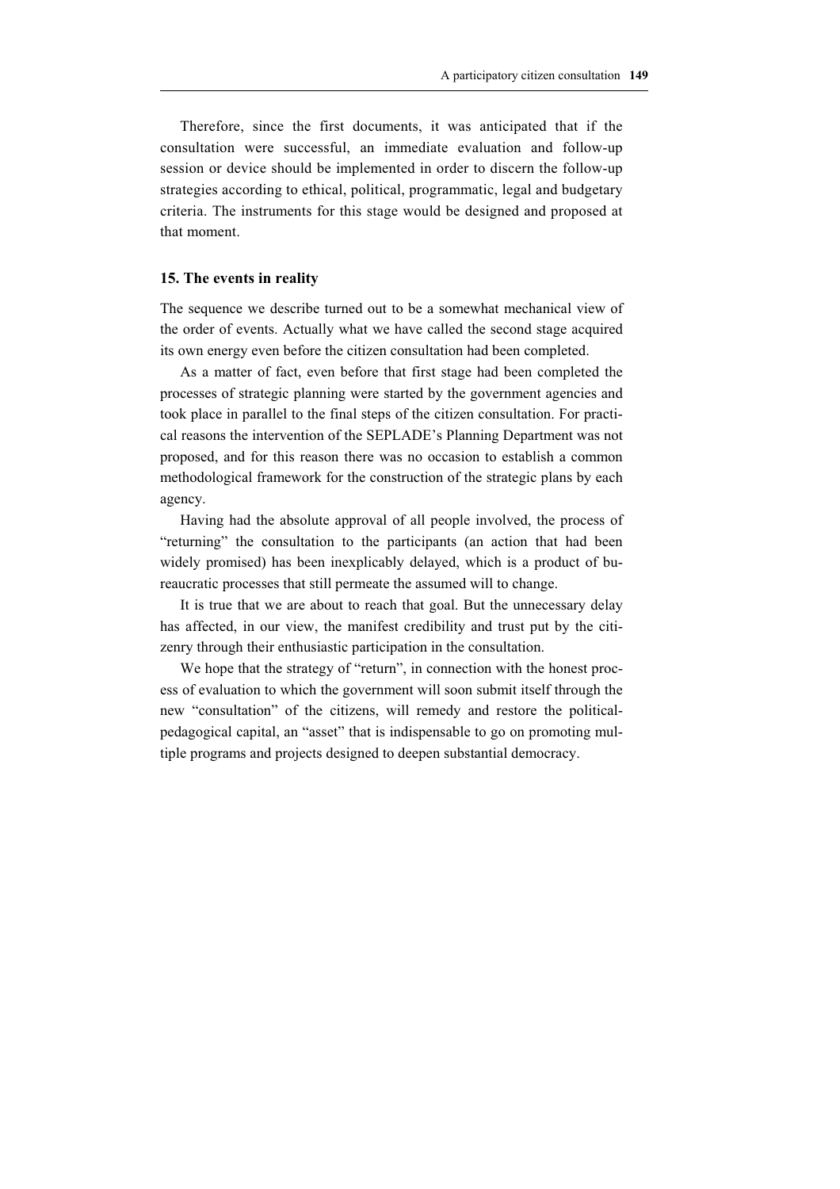Therefore, since the first documents, it was anticipated that if the consultation were successful, an immediate evaluation and follow-up session or device should be implemented in order to discern the follow-up strategies according to ethical, political, programmatic, legal and budgetary criteria. The instruments for this stage would be designed and proposed at that moment.

### 15. The events in reality

The sequence we describe turned out to be a somewhat mechanical view of the order of events. Actually what we have called the second stage acquired its own energy even before the citizen consultation had been completed.

As a matter of fact, even before that first stage had been completed the processes of strategic planning were started by the government agencies and took place in parallel to the final steps of the citizen consultation. For practical reasons the intervention of the SEPLADE's Planning Department was not proposed, and for this reason there was no occasion to establish a common methodological framework for the construction of the strategic plans by each agency.

Having had the absolute approval of all people involved, the process of "returning" the consultation to the participants (an action that had been widely promised) has been inexplicably delayed, which is a product of bureaucratic processes that still permeate the assumed will to change.

It is true that we are about to reach that goal. But the unnecessary delay has affected, in our view, the manifest credibility and trust put by the citizenry through their enthusiastic participation in the consultation.

We hope that the strategy of "return", in connection with the honest process of evaluation to which the government will soon submit itself through the new "consultation" of the citizens, will remedy and restore the political-pedagogical capital, an "asset" that is indispensable to go on promoting multiple programs and projects designed to deepen substantial democracy.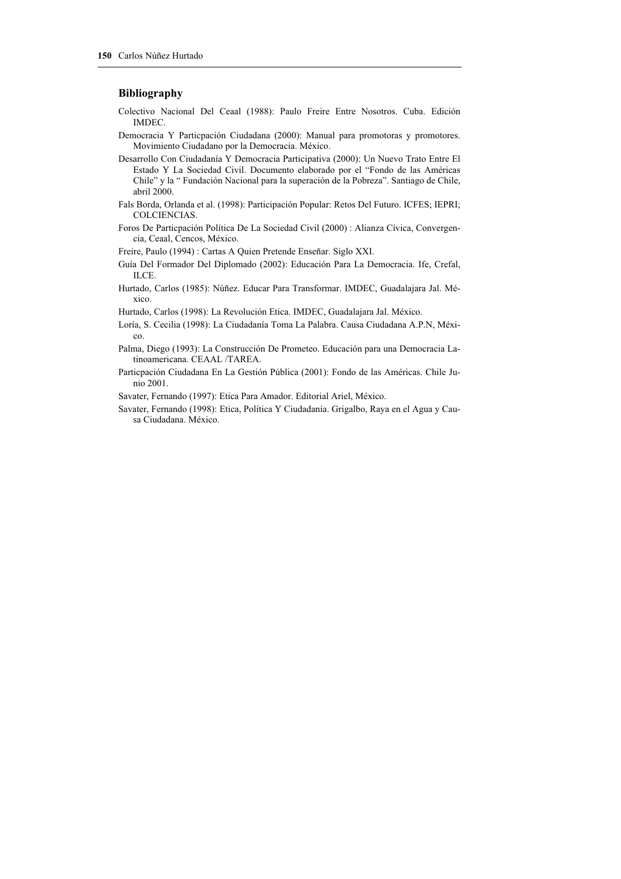## Bibliography

Colectivo Nacional Del Ceaal (1988): Paulo Freire Entre Nosotros. Cuba. Edición IMDEC.

Democracia Y Particpación Ciudadana (2000): Manual para promotoras y promotores. Movimiento Ciudadano por la Democracia. México.

Desarrollo Con Ciudadanía Y Democracia Participativa (2000): Un Nuevo Trato Entre El Estado Y La Sociedad Civil. Documento elaborado por el "Fondo de las Américas Chile" y la " Fundación Nacional para la superación de la Pobreza". Santiago de Chile, abril 2000.

Fals Borda, Orlanda et al. (1998): Participación Popular: Retos Del Futuro. ICFES; IEPRI; COLCIENCIAS.

Foros De Particpación Política De La Sociedad Civil (2000) : Alianza Cívica, Convergencia, Ceaal, Cencos, México.

Freire, Paulo (1994) : Cartas A Quien Pretende Enseñar. Siglo XXI.

Guía Del Formador Del Diplomado (2002): Educación Para La Democracia. Ife, Crefal, ILCE.

Hurtado, Carlos (1985): Núñez. Educar Para Transformar. IMDEC, Guadalajara Jal. México.

Hurtado, Carlos (1998): La Revolución Etica. IMDEC, Guadalajara Jal. México.

Loría, S. Cecilia (1998): La Ciudadanía Toma La Palabra. Causa Ciudadana A.P.N, México.

Palma, Diego (1993): La Construcción De Prometeo. Educación para una Democracia Latinoamericana. CEAAL /TAREA.

Particpación Ciudadana En La Gestión Pública (2001): Fondo de las Américas. Chile Junio 2001.

Savater, Fernando (1997): Etica Para Amador. Editorial Ariel, México.

Savater, Fernando (1998): Etica, Política Y Ciudadanía. Grigalbo, Raya en el Agua y Causa Ciudadana. México.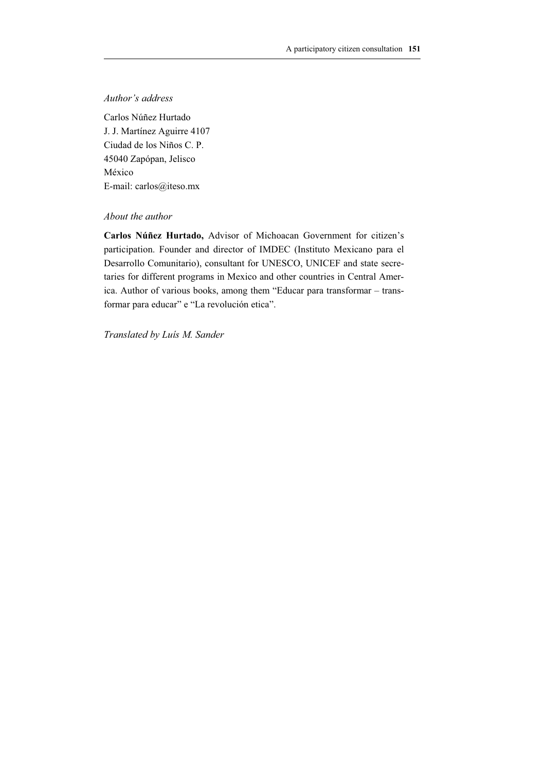*Author's address*

Carlos Núñez Hurtado
J. J. Martínez Aguirre 4107
Ciudad de los Niños C. P.
45040 Zapópan, Jelisco
México
E-mail: carlos@iteso.mx

*About the author*

**Carlos Núñez Hurtado,** Advisor of Michoacan Government for citizen's participation. Founder and director of IMDEC (Instituto Mexicano para el Desarrollo Comunitario), consultant for UNESCO, UNICEF and state secretaries for different programs in Mexico and other countries in Central America. Author of various books, among them "Educar para transformar – transformar para educar" e "La revolución etica".

*Translated by Luís M. Sander*